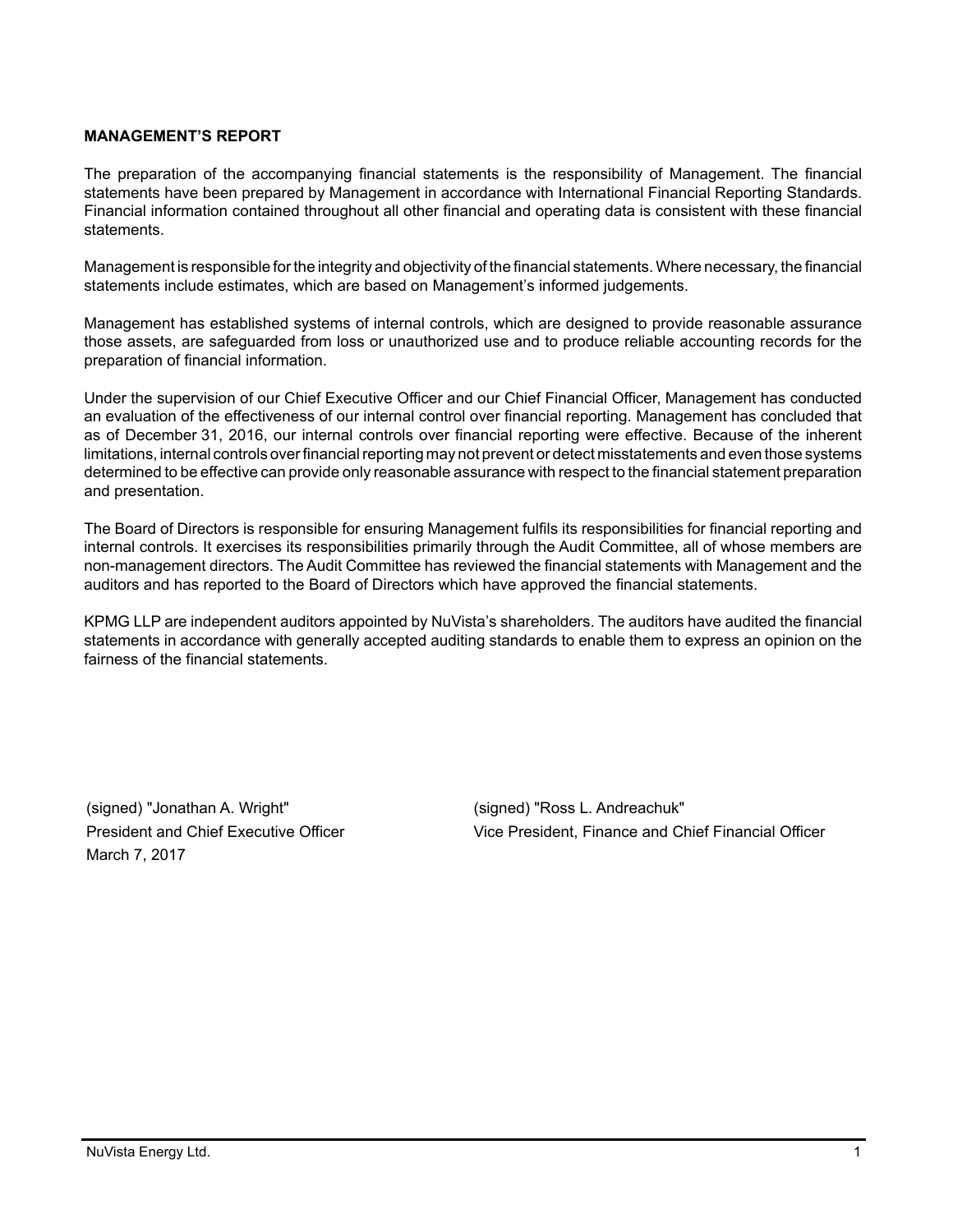**MANAGEMENT'S REPORT**

The preparation of the accompanying financial statements is the responsibility of Management. The financial statements have been prepared by Management in accordance with International Financial Reporting Standards. Financial information contained throughout all other financial and operating data is consistent with these financial statements.

Management is responsible for the integrity and objectivity of the financial statements. Where necessary, the financial statements include estimates, which are based on Management's informed judgements.

Management has established systems of internal controls, which are designed to provide reasonable assurance those assets, are safeguarded from loss or unauthorized use and to produce reliable accounting records for the preparation of financial information.

Under the supervision of our Chief Executive Officer and our Chief Financial Officer, Management has conducted an evaluation of the effectiveness of our internal control over financial reporting. Management has concluded that as of December 31, 2016, our internal controls over financial reporting were effective. Because of the inherent limitations, internal controls over financial reporting may not prevent or detect misstatements and even those systems determined to be effective can provide only reasonable assurance with respect to the financial statement preparation and presentation.

The Board of Directors is responsible for ensuring Management fulfils its responsibilities for financial reporting and internal controls. It exercises its responsibilities primarily through the Audit Committee, all of whose members are non-management directors. The Audit Committee has reviewed the financial statements with Management and the auditors and has reported to the Board of Directors which have approved the financial statements.

KPMG LLP are independent auditors appointed by NuVista's shareholders. The auditors have audited the financial statements in accordance with generally accepted auditing standards to enable them to express an opinion on the fairness of the financial statements.

(signed) "Jonathan A. Wright"
President and Chief Executive Officer
March 7, 2017

(signed) "Ross L. Andreachuk"
Vice President, Finance and Chief Financial Officer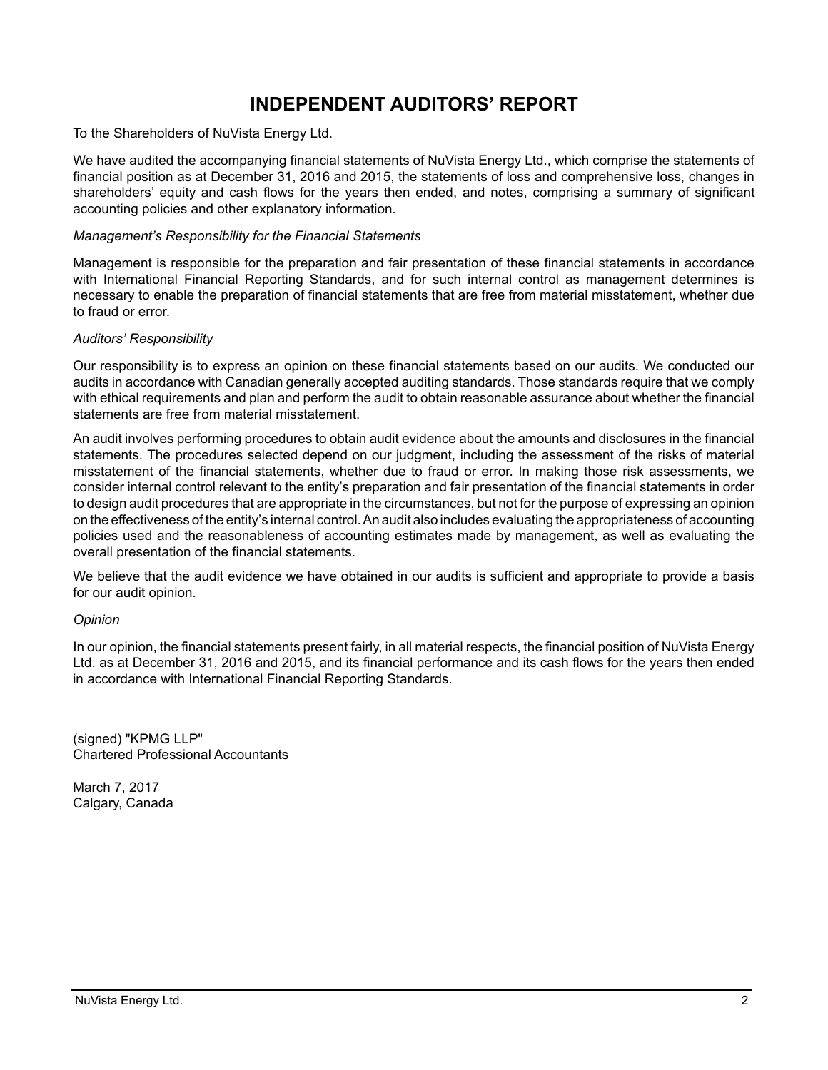# INDEPENDENT AUDITORS' REPORT

To the Shareholders of NuVista Energy Ltd.

We have audited the accompanying financial statements of NuVista Energy Ltd., which comprise the statements of financial position as at December 31, 2016 and 2015, the statements of loss and comprehensive loss, changes in shareholders' equity and cash flows for the years then ended, and notes, comprising a summary of significant accounting policies and other explanatory information.

*Management's Responsibility for the Financial Statements*

Management is responsible for the preparation and fair presentation of these financial statements in accordance with International Financial Reporting Standards, and for such internal control as management determines is necessary to enable the preparation of financial statements that are free from material misstatement, whether due to fraud or error.

*Auditors' Responsibility*

Our responsibility is to express an opinion on these financial statements based on our audits. We conducted our audits in accordance with Canadian generally accepted auditing standards. Those standards require that we comply with ethical requirements and plan and perform the audit to obtain reasonable assurance about whether the financial statements are free from material misstatement.

An audit involves performing procedures to obtain audit evidence about the amounts and disclosures in the financial statements. The procedures selected depend on our judgment, including the assessment of the risks of material misstatement of the financial statements, whether due to fraud or error. In making those risk assessments, we consider internal control relevant to the entity's preparation and fair presentation of the financial statements in order to design audit procedures that are appropriate in the circumstances, but not for the purpose of expressing an opinion on the effectiveness of the entity's internal control. An audit also includes evaluating the appropriateness of accounting policies used and the reasonableness of accounting estimates made by management, as well as evaluating the overall presentation of the financial statements.

We believe that the audit evidence we have obtained in our audits is sufficient and appropriate to provide a basis for our audit opinion.

*Opinion*

In our opinion, the financial statements present fairly, in all material respects, the financial position of NuVista Energy Ltd. as at December 31, 2016 and 2015, and its financial performance and its cash flows for the years then ended in accordance with International Financial Reporting Standards.

(signed) "KPMG LLP"
Chartered Professional Accountants

March 7, 2017
Calgary, Canada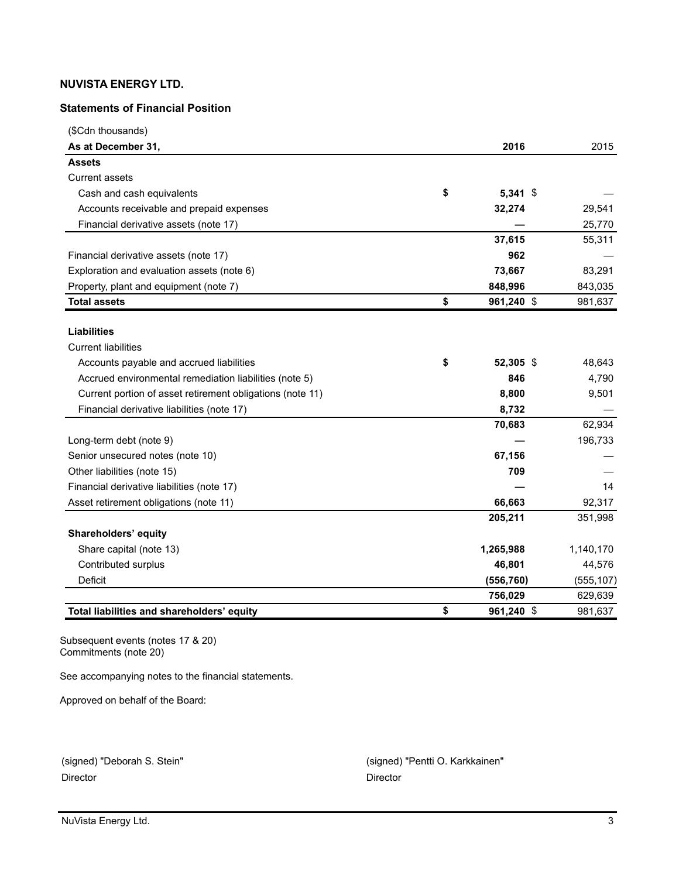**NUVISTA ENERGY LTD.**

**Statements of Financial Position**

| ($Cdn thousands) | | |
|---|---|---|
| **As at December 31,** | **2016** | 2015 |
| **Assets** | | |
| Current assets | | |
| Cash and cash equivalents | **$ 5,341** | $ — |
| Accounts receivable and prepaid expenses | **32,274** | 29,541 |
| Financial derivative assets (note 17) | **—** | 25,770 |
| | **37,615** | 55,311 |
| Financial derivative assets (note 17) | **962** | — |
| Exploration and evaluation assets (note 6) | **73,667** | 83,291 |
| Property, plant and equipment (note 7) | **848,996** | 843,035 |
| **Total assets** | **$ 961,240** | $ 981,637 |
| | | |
| **Liabilities** | | |
| Current liabilities | | |
| Accounts payable and accrued liabilities | **$ 52,305** | $ 48,643 |
| Accrued environmental remediation liabilities (note 5) | **846** | 4,790 |
| Current portion of asset retirement obligations (note 11) | **8,800** | 9,501 |
| Financial derivative liabilities (note 17) | **8,732** | — |
| | **70,683** | 62,934 |
| Long-term debt (note 9) | **—** | 196,733 |
| Senior unsecured notes (note 10) | **67,156** | — |
| Other liabilities (note 15) | **709** | — |
| Financial derivative liabilities (note 17) | **—** | 14 |
| Asset retirement obligations (note 11) | **66,663** | 92,317 |
| | **205,211** | 351,998 |
| **Shareholders' equity** | | |
| Share capital (note 13) | **1,265,988** | 1,140,170 |
| Contributed surplus | **46,801** | 44,576 |
| Deficit | **(556,760)** | (555,107) |
| | **756,029** | 629,639 |
| **Total liabilities and shareholders' equity** | **$ 961,240** | $ 981,637 |

Subsequent events (notes 17 & 20)
Commitments (note 20)

See accompanying notes to the financial statements.

Approved on behalf of the Board:

(signed) "Deborah S. Stein"
Director

(signed) "Pentti O. Karkkainen"
Director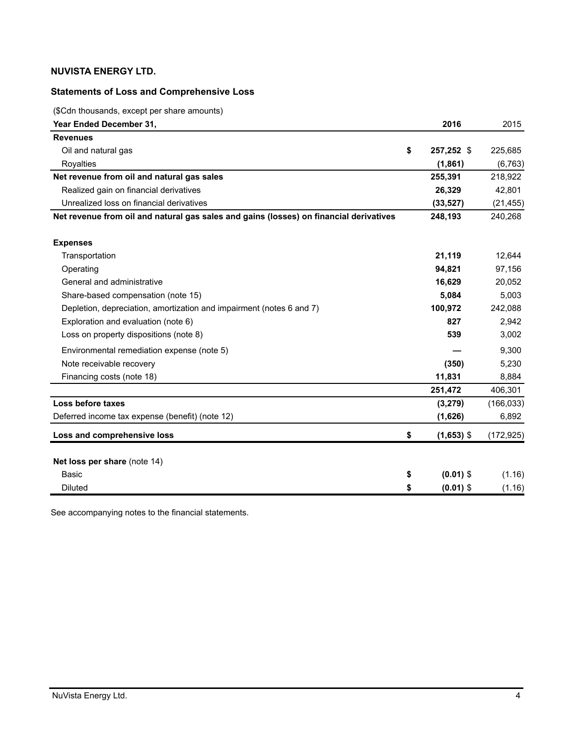**NUVISTA ENERGY LTD.**

**Statements of Loss and Comprehensive Loss**

($Cdn thousands, except per share amounts)

| Year Ended December 31, | 2016 | 2015 |
|---|---|---|
| **Revenues** | | |
| Oil and natural gas | $ **257,252** | $ 225,685 |
| Royalties | **(1,861)** | (6,763) |
| **Net revenue from oil and natural gas sales** | **255,391** | 218,922 |
| Realized gain on financial derivatives | **26,329** | 42,801 |
| Unrealized loss on financial derivatives | **(33,527)** | (21,455) |
| **Net revenue from oil and natural gas sales and gains (losses) on financial derivatives** | **248,193** | 240,268 |
| | | |
| **Expenses** | | |
| Transportation | **21,119** | 12,644 |
| Operating | **94,821** | 97,156 |
| General and administrative | **16,629** | 20,052 |
| Share-based compensation (note 15) | **5,084** | 5,003 |
| Depletion, depreciation, amortization and impairment (notes 6 and 7) | **100,972** | 242,088 |
| Exploration and evaluation (note 6) | **827** | 2,942 |
| Loss on property dispositions (note 8) | **539** | 3,002 |
| Environmental remediation expense (note 5) | **—** | 9,300 |
| Note receivable recovery | **(350)** | 5,230 |
| Financing costs (note 18) | **11,831** | 8,884 |
| | **251,472** | 406,301 |
| **Loss before taxes** | **(3,279)** | (166,033) |
| Deferred income tax expense (benefit) (note 12) | **(1,626)** | 6,892 |
| **Loss and comprehensive loss** | $ **(1,653)** | $ (172,925) |
| | | |
| **Net loss per share** (note 14) | | |
| Basic | $ **(0.01)** | $ (1.16) |
| Diluted | $ **(0.01)** | $ (1.16) |

See accompanying notes to the financial statements.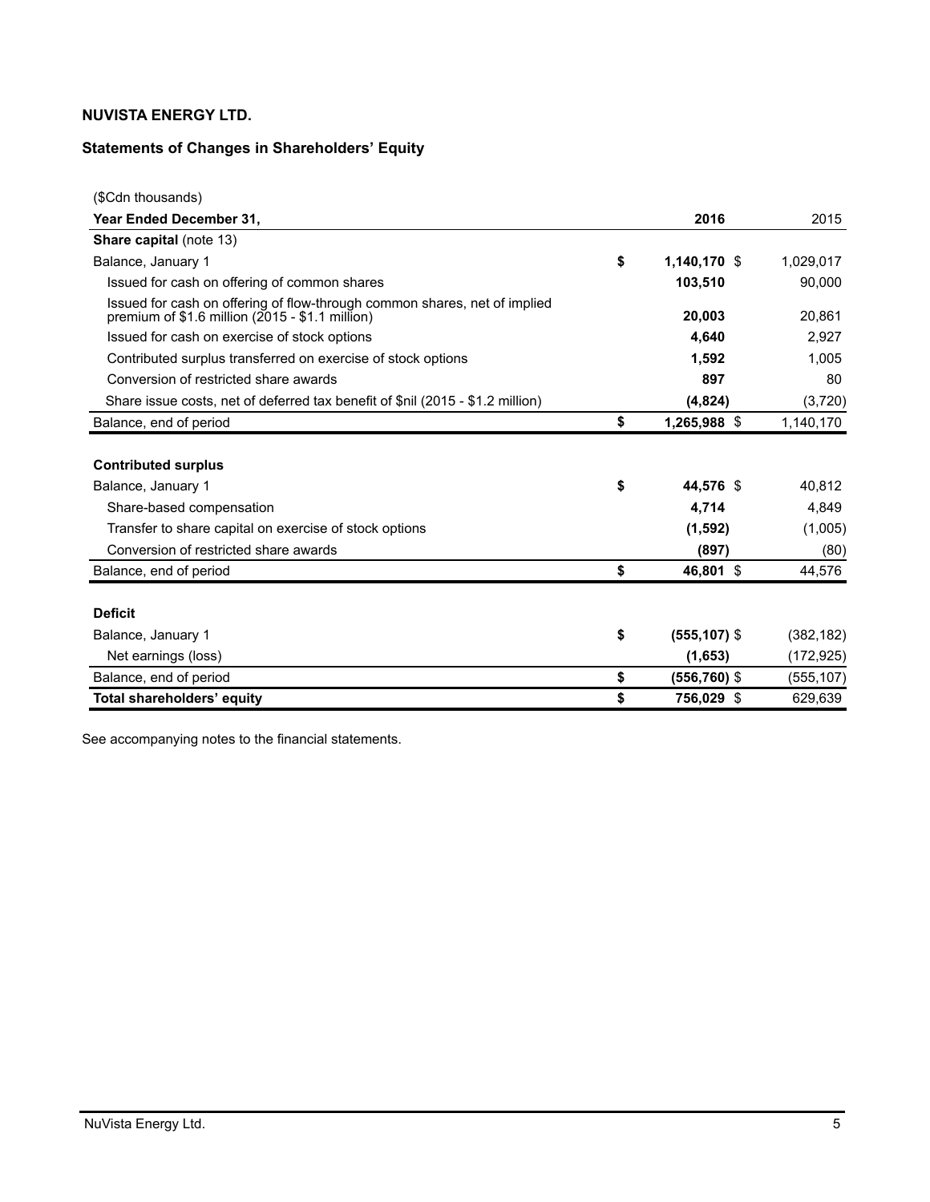**NUVISTA ENERGY LTD.**

**Statements of Changes in Shareholders' Equity**

| ($Cdn thousands) | | |
|---|---|---|
| **Year Ended December 31,** | **2016** | 2015 |
| **Share capital** (note 13) | | |
| Balance, January 1 | **$ 1,140,170** | $ 1,029,017 |
| Issued for cash on offering of common shares | **103,510** | 90,000 |
| Issued for cash on offering of flow-through common shares, net of implied premium of $1.6 million (2015 - $1.1 million) | **20,003** | 20,861 |
| Issued for cash on exercise of stock options | **4,640** | 2,927 |
| Contributed surplus transferred on exercise of stock options | **1,592** | 1,005 |
| Conversion of restricted share awards | **897** | 80 |
| Share issue costs, net of deferred tax benefit of $nil (2015 - $1.2 million) | **(4,824)** | (3,720) |
| Balance, end of period | **$ 1,265,988** | $ 1,140,170 |
| | | |
| **Contributed surplus** | | |
| Balance, January 1 | **$ 44,576** | $ 40,812 |
| Share-based compensation | **4,714** | 4,849 |
| Transfer to share capital on exercise of stock options | **(1,592)** | (1,005) |
| Conversion of restricted share awards | **(897)** | (80) |
| Balance, end of period | **$ 46,801** | $ 44,576 |
| | | |
| **Deficit** | | |
| Balance, January 1 | **$ (555,107)** | $ (382,182) |
| Net earnings (loss) | **(1,653)** | (172,925) |
| Balance, end of period | **$ (556,760)** | $ (555,107) |
| **Total shareholders' equity** | **$ 756,029** | $ 629,639 |

See accompanying notes to the financial statements.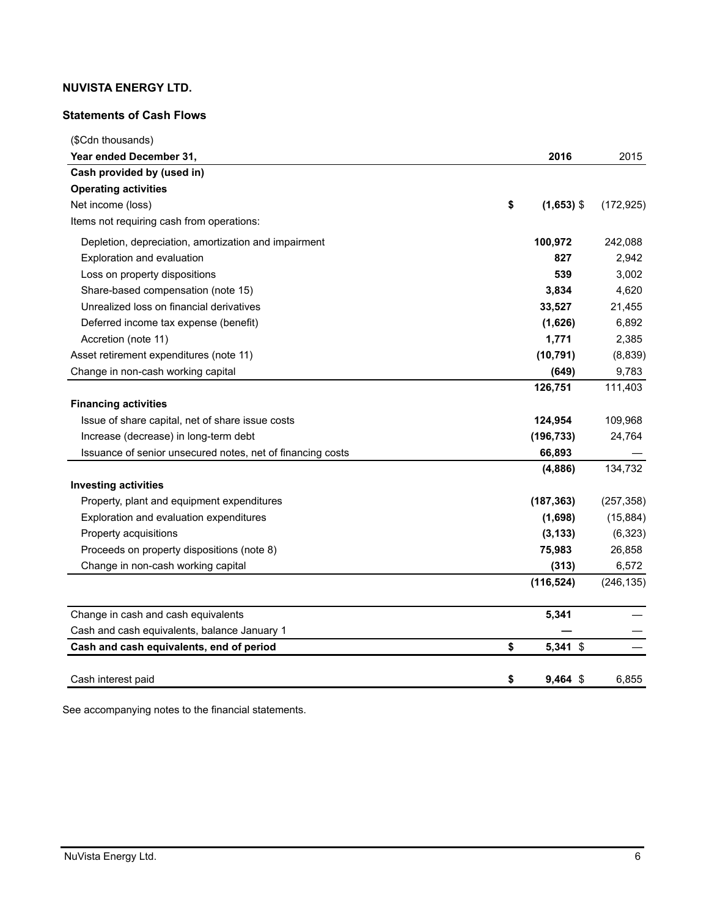**NUVISTA ENERGY LTD.**

**Statements of Cash Flows**

| ($Cdn thousands) | | |
|---|---|---|
| **Year ended December 31,** | **2016** | 2015 |
| **Cash provided by (used in)** | | |
| **Operating activities** | | |
| Net income (loss) | **$ (1,653)** | $ (172,925) |
| Items not requiring cash from operations: | | |
| Depletion, depreciation, amortization and impairment | **100,972** | 242,088 |
| Exploration and evaluation | **827** | 2,942 |
| Loss on property dispositions | **539** | 3,002 |
| Share-based compensation (note 15) | **3,834** | 4,620 |
| Unrealized loss on financial derivatives | **33,527** | 21,455 |
| Deferred income tax expense (benefit) | **(1,626)** | 6,892 |
| Accretion (note 11) | **1,771** | 2,385 |
| Asset retirement expenditures (note 11) | **(10,791)** | (8,839) |
| Change in non-cash working capital | **(649)** | 9,783 |
| | **126,751** | 111,403 |
| **Financing activities** | | |
| Issue of share capital, net of share issue costs | **124,954** | 109,968 |
| Increase (decrease) in long-term debt | **(196,733)** | 24,764 |
| Issuance of senior unsecured notes, net of financing costs | **66,893** | — |
| | **(4,886)** | 134,732 |
| **Investing activities** | | |
| Property, plant and equipment expenditures | **(187,363)** | (257,358) |
| Exploration and evaluation expenditures | **(1,698)** | (15,884) |
| Property acquisitions | **(3,133)** | (6,323) |
| Proceeds on property dispositions (note 8) | **75,983** | 26,858 |
| Change in non-cash working capital | **(313)** | 6,572 |
| | **(116,524)** | (246,135) |
| Change in cash and cash equivalents | **5,341** | — |
| Cash and cash equivalents, balance January 1 | **—** | — |
| **Cash and cash equivalents, end of period** | **$ 5,341** | $ — |
| Cash interest paid | **$ 9,464** | $ 6,855 |

See accompanying notes to the financial statements.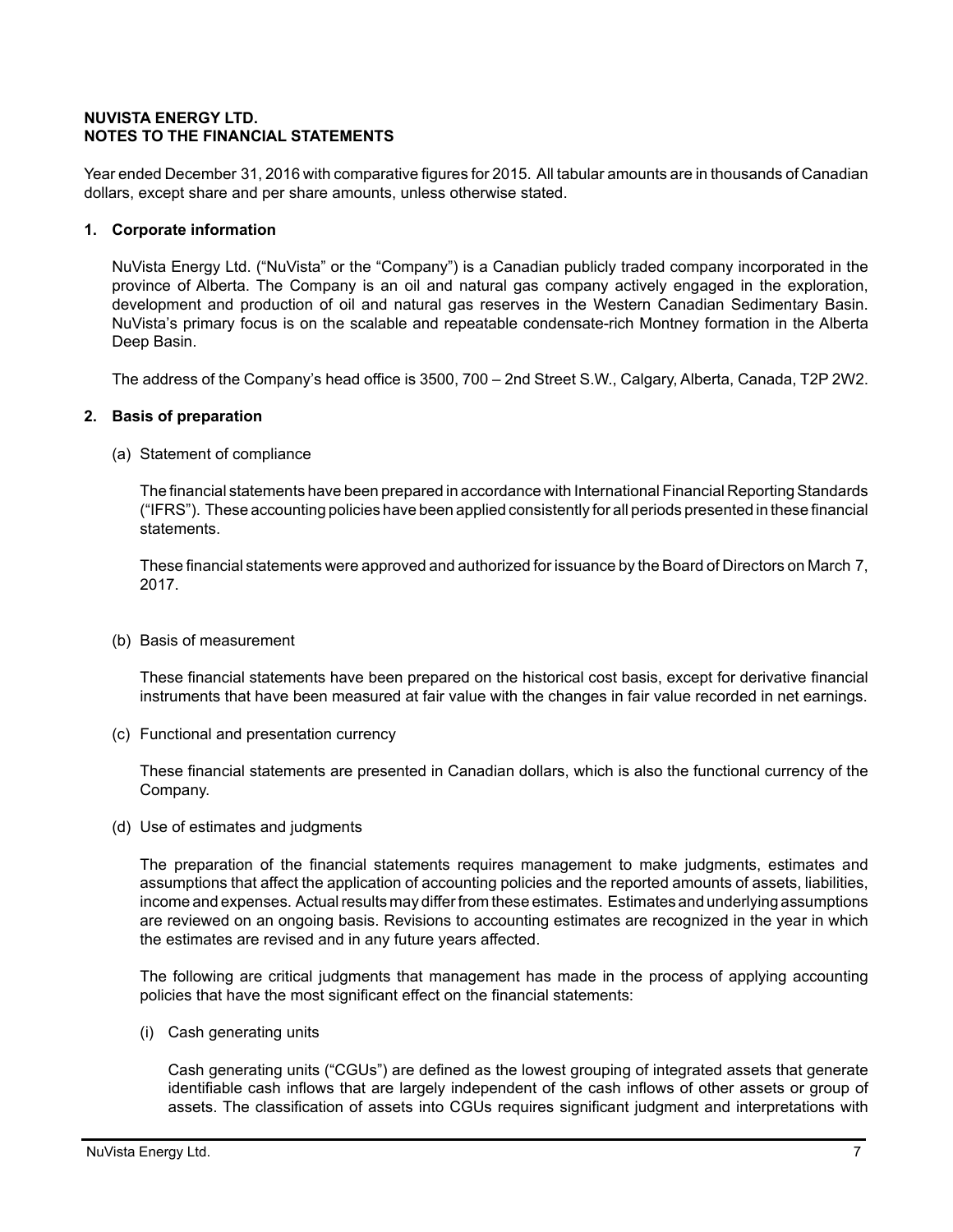**NUVISTA ENERGY LTD.**
**NOTES TO THE FINANCIAL STATEMENTS**

Year ended December 31, 2016 with comparative figures for 2015. All tabular amounts are in thousands of Canadian dollars, except share and per share amounts, unless otherwise stated.

## 1. Corporate information

NuVista Energy Ltd. ("NuVista" or the "Company") is a Canadian publicly traded company incorporated in the province of Alberta. The Company is an oil and natural gas company actively engaged in the exploration, development and production of oil and natural gas reserves in the Western Canadian Sedimentary Basin. NuVista's primary focus is on the scalable and repeatable condensate-rich Montney formation in the Alberta Deep Basin.

The address of the Company's head office is 3500, 700 – 2nd Street S.W., Calgary, Alberta, Canada, T2P 2W2.

## 2. Basis of preparation

(a) Statement of compliance

The financial statements have been prepared in accordance with International Financial Reporting Standards ("IFRS"). These accounting policies have been applied consistently for all periods presented in these financial statements.

These financial statements were approved and authorized for issuance by the Board of Directors on March 7, 2017.

(b) Basis of measurement

These financial statements have been prepared on the historical cost basis, except for derivative financial instruments that have been measured at fair value with the changes in fair value recorded in net earnings.

(c) Functional and presentation currency

These financial statements are presented in Canadian dollars, which is also the functional currency of the Company.

(d) Use of estimates and judgments

The preparation of the financial statements requires management to make judgments, estimates and assumptions that affect the application of accounting policies and the reported amounts of assets, liabilities, income and expenses. Actual results may differ from these estimates. Estimates and underlying assumptions are reviewed on an ongoing basis. Revisions to accounting estimates are recognized in the year in which the estimates are revised and in any future years affected.

The following are critical judgments that management has made in the process of applying accounting policies that have the most significant effect on the financial statements:

(i) Cash generating units

Cash generating units ("CGUs") are defined as the lowest grouping of integrated assets that generate identifiable cash inflows that are largely independent of the cash inflows of other assets or group of assets. The classification of assets into CGUs requires significant judgment and interpretations with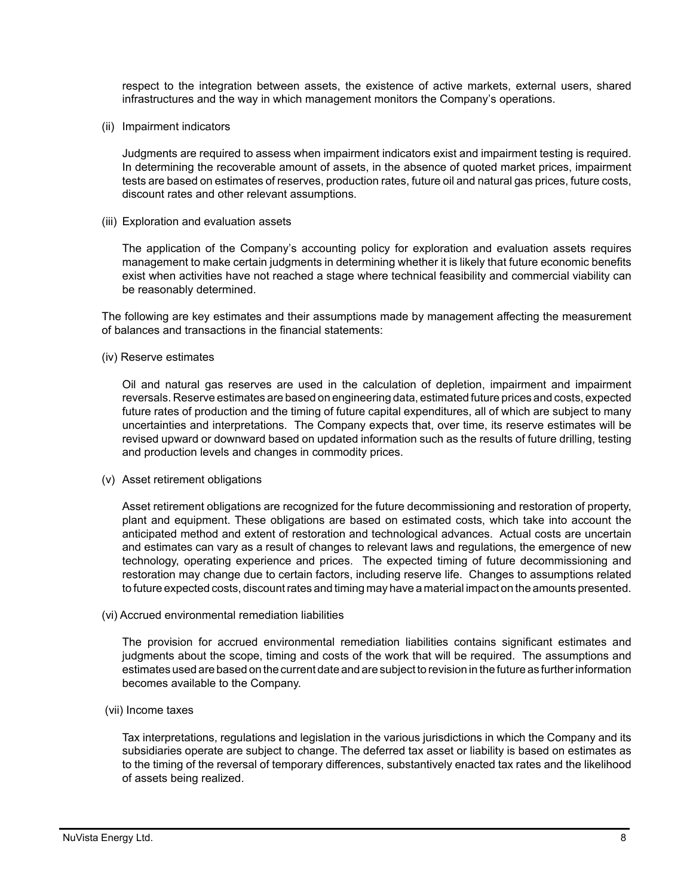respect to the integration between assets, the existence of active markets, external users, shared infrastructures and the way in which management monitors the Company's operations.

(ii) Impairment indicators

Judgments are required to assess when impairment indicators exist and impairment testing is required. In determining the recoverable amount of assets, in the absence of quoted market prices, impairment tests are based on estimates of reserves, production rates, future oil and natural gas prices, future costs, discount rates and other relevant assumptions.

(iii) Exploration and evaluation assets

The application of the Company's accounting policy for exploration and evaluation assets requires management to make certain judgments in determining whether it is likely that future economic benefits exist when activities have not reached a stage where technical feasibility and commercial viability can be reasonably determined.

The following are key estimates and their assumptions made by management affecting the measurement of balances and transactions in the financial statements:

(iv) Reserve estimates

Oil and natural gas reserves are used in the calculation of depletion, impairment and impairment reversals. Reserve estimates are based on engineering data, estimated future prices and costs, expected future rates of production and the timing of future capital expenditures, all of which are subject to many uncertainties and interpretations. The Company expects that, over time, its reserve estimates will be revised upward or downward based on updated information such as the results of future drilling, testing and production levels and changes in commodity prices.

(v) Asset retirement obligations

Asset retirement obligations are recognized for the future decommissioning and restoration of property, plant and equipment. These obligations are based on estimated costs, which take into account the anticipated method and extent of restoration and technological advances. Actual costs are uncertain and estimates can vary as a result of changes to relevant laws and regulations, the emergence of new technology, operating experience and prices. The expected timing of future decommissioning and restoration may change due to certain factors, including reserve life. Changes to assumptions related to future expected costs, discount rates and timing may have a material impact on the amounts presented.

(vi) Accrued environmental remediation liabilities

The provision for accrued environmental remediation liabilities contains significant estimates and judgments about the scope, timing and costs of the work that will be required. The assumptions and estimates used are based on the current date and are subject to revision in the future as further information becomes available to the Company.

(vii) Income taxes

Tax interpretations, regulations and legislation in the various jurisdictions in which the Company and its subsidiaries operate are subject to change. The deferred tax asset or liability is based on estimates as to the timing of the reversal of temporary differences, substantively enacted tax rates and the likelihood of assets being realized.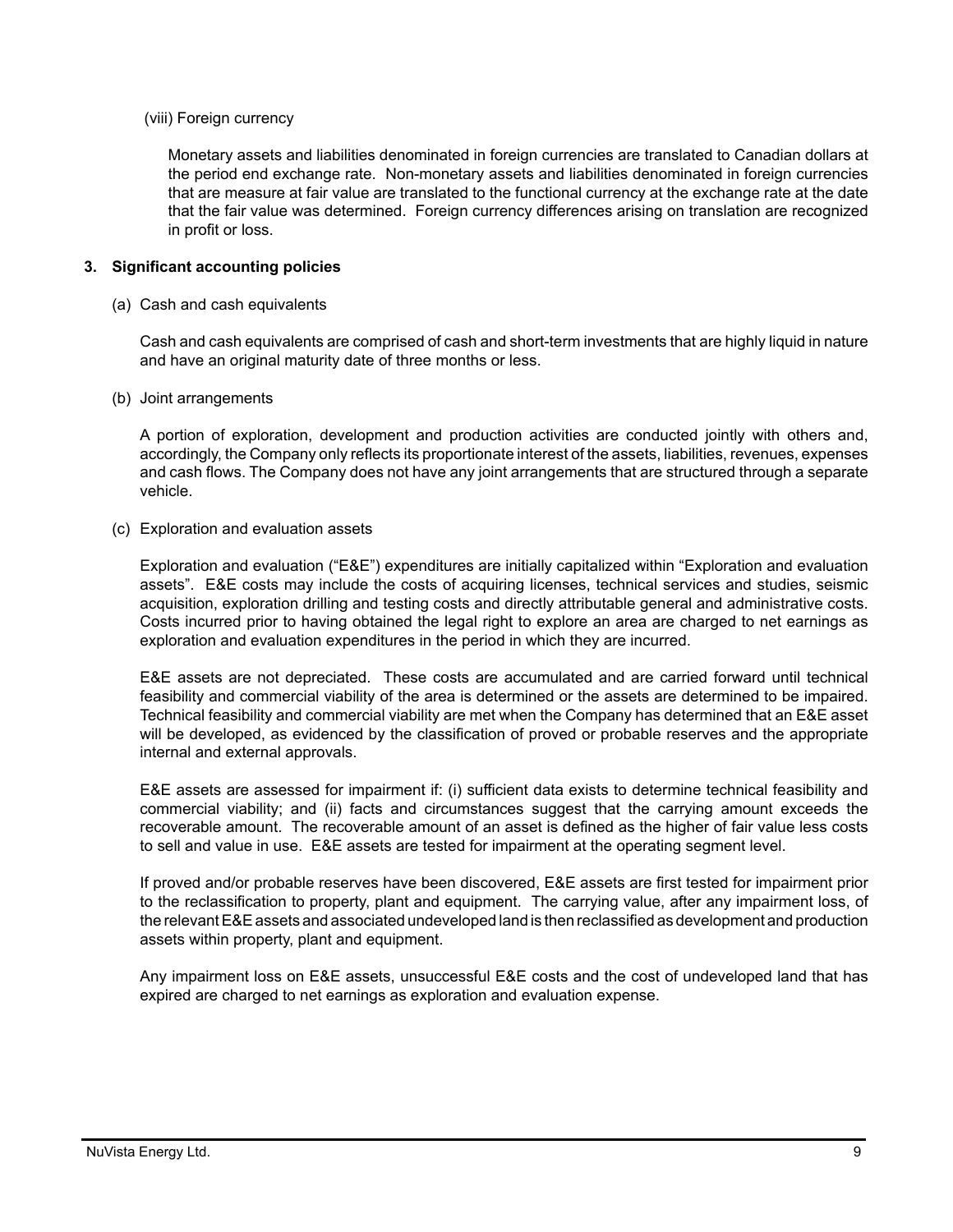(viii) Foreign currency

Monetary assets and liabilities denominated in foreign currencies are translated to Canadian dollars at the period end exchange rate. Non-monetary assets and liabilities denominated in foreign currencies that are measure at fair value are translated to the functional currency at the exchange rate at the date that the fair value was determined. Foreign currency differences arising on translation are recognized in profit or loss.

## 3. Significant accounting policies

(a) Cash and cash equivalents

Cash and cash equivalents are comprised of cash and short-term investments that are highly liquid in nature and have an original maturity date of three months or less.

(b) Joint arrangements

A portion of exploration, development and production activities are conducted jointly with others and, accordingly, the Company only reflects its proportionate interest of the assets, liabilities, revenues, expenses and cash flows. The Company does not have any joint arrangements that are structured through a separate vehicle.

(c) Exploration and evaluation assets

Exploration and evaluation ("E&E") expenditures are initially capitalized within "Exploration and evaluation assets". E&E costs may include the costs of acquiring licenses, technical services and studies, seismic acquisition, exploration drilling and testing costs and directly attributable general and administrative costs. Costs incurred prior to having obtained the legal right to explore an area are charged to net earnings as exploration and evaluation expenditures in the period in which they are incurred.

E&E assets are not depreciated. These costs are accumulated and are carried forward until technical feasibility and commercial viability of the area is determined or the assets are determined to be impaired. Technical feasibility and commercial viability are met when the Company has determined that an E&E asset will be developed, as evidenced by the classification of proved or probable reserves and the appropriate internal and external approvals.

E&E assets are assessed for impairment if: (i) sufficient data exists to determine technical feasibility and commercial viability; and (ii) facts and circumstances suggest that the carrying amount exceeds the recoverable amount. The recoverable amount of an asset is defined as the higher of fair value less costs to sell and value in use. E&E assets are tested for impairment at the operating segment level.

If proved and/or probable reserves have been discovered, E&E assets are first tested for impairment prior to the reclassification to property, plant and equipment. The carrying value, after any impairment loss, of the relevant E&E assets and associated undeveloped land is then reclassified as development and production assets within property, plant and equipment.

Any impairment loss on E&E assets, unsuccessful E&E costs and the cost of undeveloped land that has expired are charged to net earnings as exploration and evaluation expense.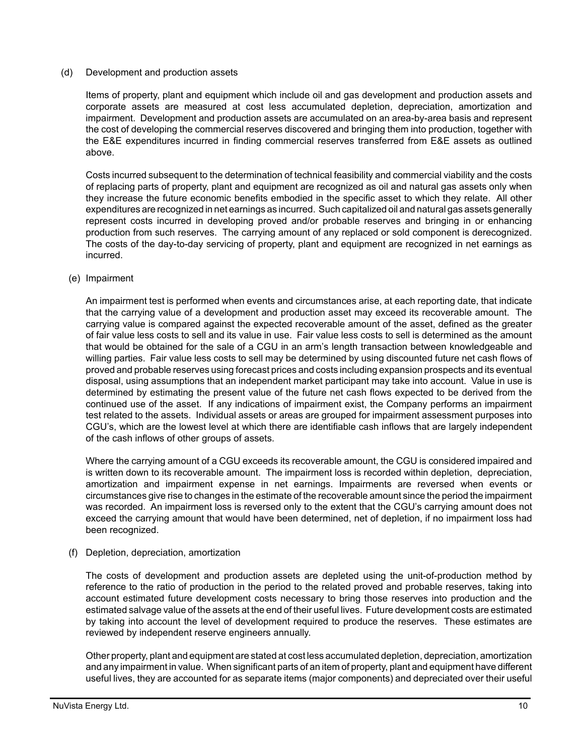(d) Development and production assets

Items of property, plant and equipment which include oil and gas development and production assets and corporate assets are measured at cost less accumulated depletion, depreciation, amortization and impairment. Development and production assets are accumulated on an area-by-area basis and represent the cost of developing the commercial reserves discovered and bringing them into production, together with the E&E expenditures incurred in finding commercial reserves transferred from E&E assets as outlined above.

Costs incurred subsequent to the determination of technical feasibility and commercial viability and the costs of replacing parts of property, plant and equipment are recognized as oil and natural gas assets only when they increase the future economic benefits embodied in the specific asset to which they relate. All other expenditures are recognized in net earnings as incurred. Such capitalized oil and natural gas assets generally represent costs incurred in developing proved and/or probable reserves and bringing in or enhancing production from such reserves. The carrying amount of any replaced or sold component is derecognized. The costs of the day-to-day servicing of property, plant and equipment are recognized in net earnings as incurred.

(e) Impairment

An impairment test is performed when events and circumstances arise, at each reporting date, that indicate that the carrying value of a development and production asset may exceed its recoverable amount. The carrying value is compared against the expected recoverable amount of the asset, defined as the greater of fair value less costs to sell and its value in use. Fair value less costs to sell is determined as the amount that would be obtained for the sale of a CGU in an arm's length transaction between knowledgeable and willing parties. Fair value less costs to sell may be determined by using discounted future net cash flows of proved and probable reserves using forecast prices and costs including expansion prospects and its eventual disposal, using assumptions that an independent market participant may take into account. Value in use is determined by estimating the present value of the future net cash flows expected to be derived from the continued use of the asset. If any indications of impairment exist, the Company performs an impairment test related to the assets. Individual assets or areas are grouped for impairment assessment purposes into CGU's, which are the lowest level at which there are identifiable cash inflows that are largely independent of the cash inflows of other groups of assets.

Where the carrying amount of a CGU exceeds its recoverable amount, the CGU is considered impaired and is written down to its recoverable amount. The impairment loss is recorded within depletion, depreciation, amortization and impairment expense in net earnings. Impairments are reversed when events or circumstances give rise to changes in the estimate of the recoverable amount since the period the impairment was recorded. An impairment loss is reversed only to the extent that the CGU's carrying amount does not exceed the carrying amount that would have been determined, net of depletion, if no impairment loss had been recognized.

(f) Depletion, depreciation, amortization

The costs of development and production assets are depleted using the unit-of-production method by reference to the ratio of production in the period to the related proved and probable reserves, taking into account estimated future development costs necessary to bring those reserves into production and the estimated salvage value of the assets at the end of their useful lives. Future development costs are estimated by taking into account the level of development required to produce the reserves. These estimates are reviewed by independent reserve engineers annually.

Other property, plant and equipment are stated at cost less accumulated depletion, depreciation, amortization and any impairment in value. When significant parts of an item of property, plant and equipment have different useful lives, they are accounted for as separate items (major components) and depreciated over their useful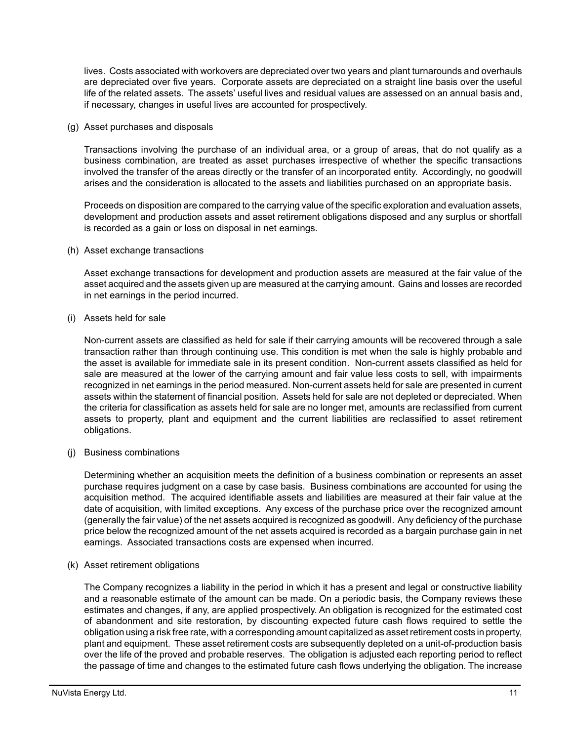lives. Costs associated with workovers are depreciated over two years and plant turnarounds and overhauls are depreciated over five years. Corporate assets are depreciated on a straight line basis over the useful life of the related assets. The assets' useful lives and residual values are assessed on an annual basis and, if necessary, changes in useful lives are accounted for prospectively.

(g) Asset purchases and disposals

Transactions involving the purchase of an individual area, or a group of areas, that do not qualify as a business combination, are treated as asset purchases irrespective of whether the specific transactions involved the transfer of the areas directly or the transfer of an incorporated entity. Accordingly, no goodwill arises and the consideration is allocated to the assets and liabilities purchased on an appropriate basis.

Proceeds on disposition are compared to the carrying value of the specific exploration and evaluation assets, development and production assets and asset retirement obligations disposed and any surplus or shortfall is recorded as a gain or loss on disposal in net earnings.

(h) Asset exchange transactions

Asset exchange transactions for development and production assets are measured at the fair value of the asset acquired and the assets given up are measured at the carrying amount. Gains and losses are recorded in net earnings in the period incurred.

(i) Assets held for sale

Non-current assets are classified as held for sale if their carrying amounts will be recovered through a sale transaction rather than through continuing use. This condition is met when the sale is highly probable and the asset is available for immediate sale in its present condition. Non-current assets classified as held for sale are measured at the lower of the carrying amount and fair value less costs to sell, with impairments recognized in net earnings in the period measured. Non-current assets held for sale are presented in current assets within the statement of financial position. Assets held for sale are not depleted or depreciated. When the criteria for classification as assets held for sale are no longer met, amounts are reclassified from current assets to property, plant and equipment and the current liabilities are reclassified to asset retirement obligations.

(j) Business combinations

Determining whether an acquisition meets the definition of a business combination or represents an asset purchase requires judgment on a case by case basis. Business combinations are accounted for using the acquisition method. The acquired identifiable assets and liabilities are measured at their fair value at the date of acquisition, with limited exceptions. Any excess of the purchase price over the recognized amount (generally the fair value) of the net assets acquired is recognized as goodwill. Any deficiency of the purchase price below the recognized amount of the net assets acquired is recorded as a bargain purchase gain in net earnings. Associated transactions costs are expensed when incurred.

(k) Asset retirement obligations

The Company recognizes a liability in the period in which it has a present and legal or constructive liability and a reasonable estimate of the amount can be made. On a periodic basis, the Company reviews these estimates and changes, if any, are applied prospectively. An obligation is recognized for the estimated cost of abandonment and site restoration, by discounting expected future cash flows required to settle the obligation using a risk free rate, with a corresponding amount capitalized as asset retirement costs in property, plant and equipment. These asset retirement costs are subsequently depleted on a unit-of-production basis over the life of the proved and probable reserves. The obligation is adjusted each reporting period to reflect the passage of time and changes to the estimated future cash flows underlying the obligation. The increase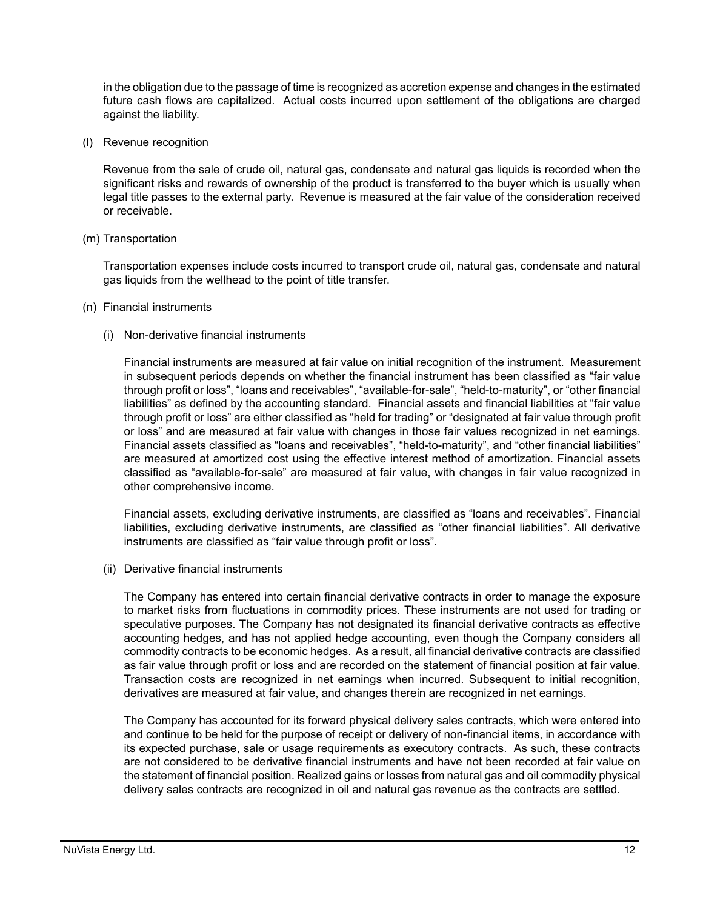in the obligation due to the passage of time is recognized as accretion expense and changes in the estimated future cash flows are capitalized. Actual costs incurred upon settlement of the obligations are charged against the liability.

(l) Revenue recognition

Revenue from the sale of crude oil, natural gas, condensate and natural gas liquids is recorded when the significant risks and rewards of ownership of the product is transferred to the buyer which is usually when legal title passes to the external party. Revenue is measured at the fair value of the consideration received or receivable.

(m) Transportation

Transportation expenses include costs incurred to transport crude oil, natural gas, condensate and natural gas liquids from the wellhead to the point of title transfer.

(n) Financial instruments

(i) Non-derivative financial instruments

Financial instruments are measured at fair value on initial recognition of the instrument. Measurement in subsequent periods depends on whether the financial instrument has been classified as "fair value through profit or loss", "loans and receivables", "available-for-sale", "held-to-maturity", or "other financial liabilities" as defined by the accounting standard. Financial assets and financial liabilities at "fair value through profit or loss" are either classified as "held for trading" or "designated at fair value through profit or loss" and are measured at fair value with changes in those fair values recognized in net earnings. Financial assets classified as "loans and receivables", "held-to-maturity", and "other financial liabilities" are measured at amortized cost using the effective interest method of amortization. Financial assets classified as "available-for-sale" are measured at fair value, with changes in fair value recognized in other comprehensive income.

Financial assets, excluding derivative instruments, are classified as "loans and receivables". Financial liabilities, excluding derivative instruments, are classified as "other financial liabilities". All derivative instruments are classified as "fair value through profit or loss".

(ii) Derivative financial instruments

The Company has entered into certain financial derivative contracts in order to manage the exposure to market risks from fluctuations in commodity prices. These instruments are not used for trading or speculative purposes. The Company has not designated its financial derivative contracts as effective accounting hedges, and has not applied hedge accounting, even though the Company considers all commodity contracts to be economic hedges. As a result, all financial derivative contracts are classified as fair value through profit or loss and are recorded on the statement of financial position at fair value. Transaction costs are recognized in net earnings when incurred. Subsequent to initial recognition, derivatives are measured at fair value, and changes therein are recognized in net earnings.

The Company has accounted for its forward physical delivery sales contracts, which were entered into and continue to be held for the purpose of receipt or delivery of non-financial items, in accordance with its expected purchase, sale or usage requirements as executory contracts. As such, these contracts are not considered to be derivative financial instruments and have not been recorded at fair value on the statement of financial position. Realized gains or losses from natural gas and oil commodity physical delivery sales contracts are recognized in oil and natural gas revenue as the contracts are settled.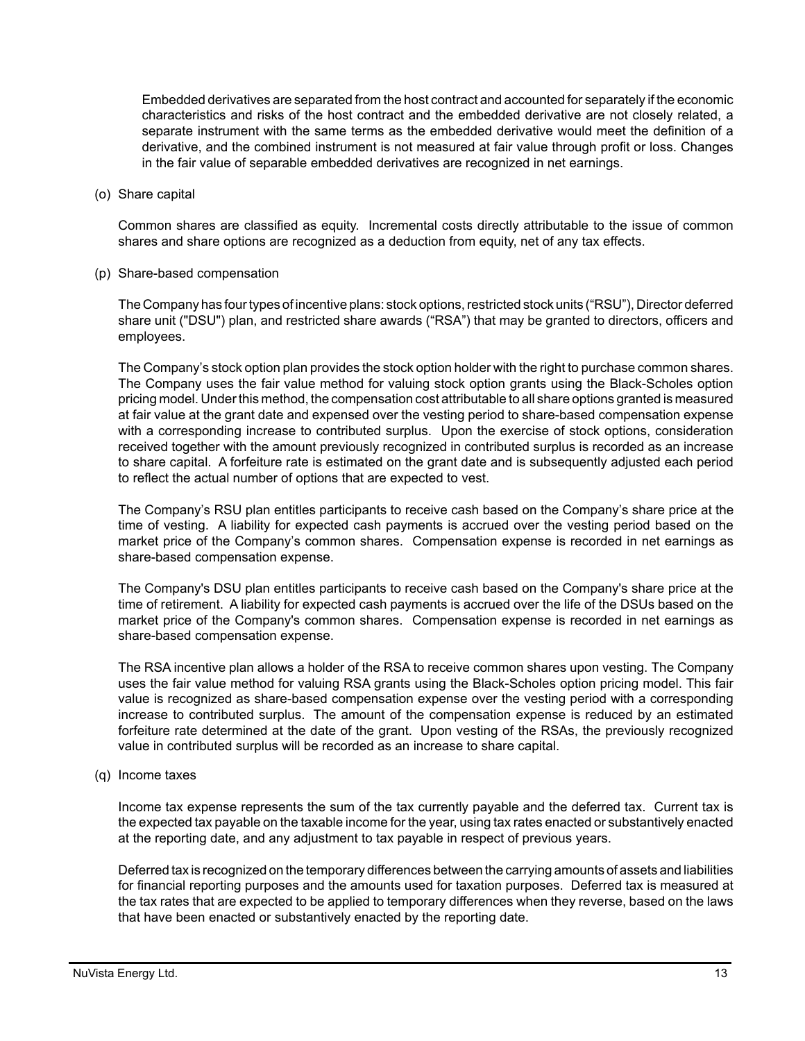Embedded derivatives are separated from the host contract and accounted for separately if the economic characteristics and risks of the host contract and the embedded derivative are not closely related, a separate instrument with the same terms as the embedded derivative would meet the definition of a derivative, and the combined instrument is not measured at fair value through profit or loss. Changes in the fair value of separable embedded derivatives are recognized in net earnings.

(o) Share capital

Common shares are classified as equity. Incremental costs directly attributable to the issue of common shares and share options are recognized as a deduction from equity, net of any tax effects.

(p) Share-based compensation

The Company has four types of incentive plans: stock options, restricted stock units ("RSU"), Director deferred share unit ("DSU") plan, and restricted share awards ("RSA") that may be granted to directors, officers and employees.

The Company's stock option plan provides the stock option holder with the right to purchase common shares. The Company uses the fair value method for valuing stock option grants using the Black-Scholes option pricing model. Under this method, the compensation cost attributable to all share options granted is measured at fair value at the grant date and expensed over the vesting period to share-based compensation expense with a corresponding increase to contributed surplus. Upon the exercise of stock options, consideration received together with the amount previously recognized in contributed surplus is recorded as an increase to share capital. A forfeiture rate is estimated on the grant date and is subsequently adjusted each period to reflect the actual number of options that are expected to vest.

The Company's RSU plan entitles participants to receive cash based on the Company's share price at the time of vesting. A liability for expected cash payments is accrued over the vesting period based on the market price of the Company's common shares. Compensation expense is recorded in net earnings as share-based compensation expense.

The Company's DSU plan entitles participants to receive cash based on the Company's share price at the time of retirement. A liability for expected cash payments is accrued over the life of the DSUs based on the market price of the Company's common shares. Compensation expense is recorded in net earnings as share-based compensation expense.

The RSA incentive plan allows a holder of the RSA to receive common shares upon vesting. The Company uses the fair value method for valuing RSA grants using the Black-Scholes option pricing model. This fair value is recognized as share-based compensation expense over the vesting period with a corresponding increase to contributed surplus. The amount of the compensation expense is reduced by an estimated forfeiture rate determined at the date of the grant. Upon vesting of the RSAs, the previously recognized value in contributed surplus will be recorded as an increase to share capital.

(q) Income taxes

Income tax expense represents the sum of the tax currently payable and the deferred tax. Current tax is the expected tax payable on the taxable income for the year, using tax rates enacted or substantively enacted at the reporting date, and any adjustment to tax payable in respect of previous years.

Deferred tax is recognized on the temporary differences between the carrying amounts of assets and liabilities for financial reporting purposes and the amounts used for taxation purposes. Deferred tax is measured at the tax rates that are expected to be applied to temporary differences when they reverse, based on the laws that have been enacted or substantively enacted by the reporting date.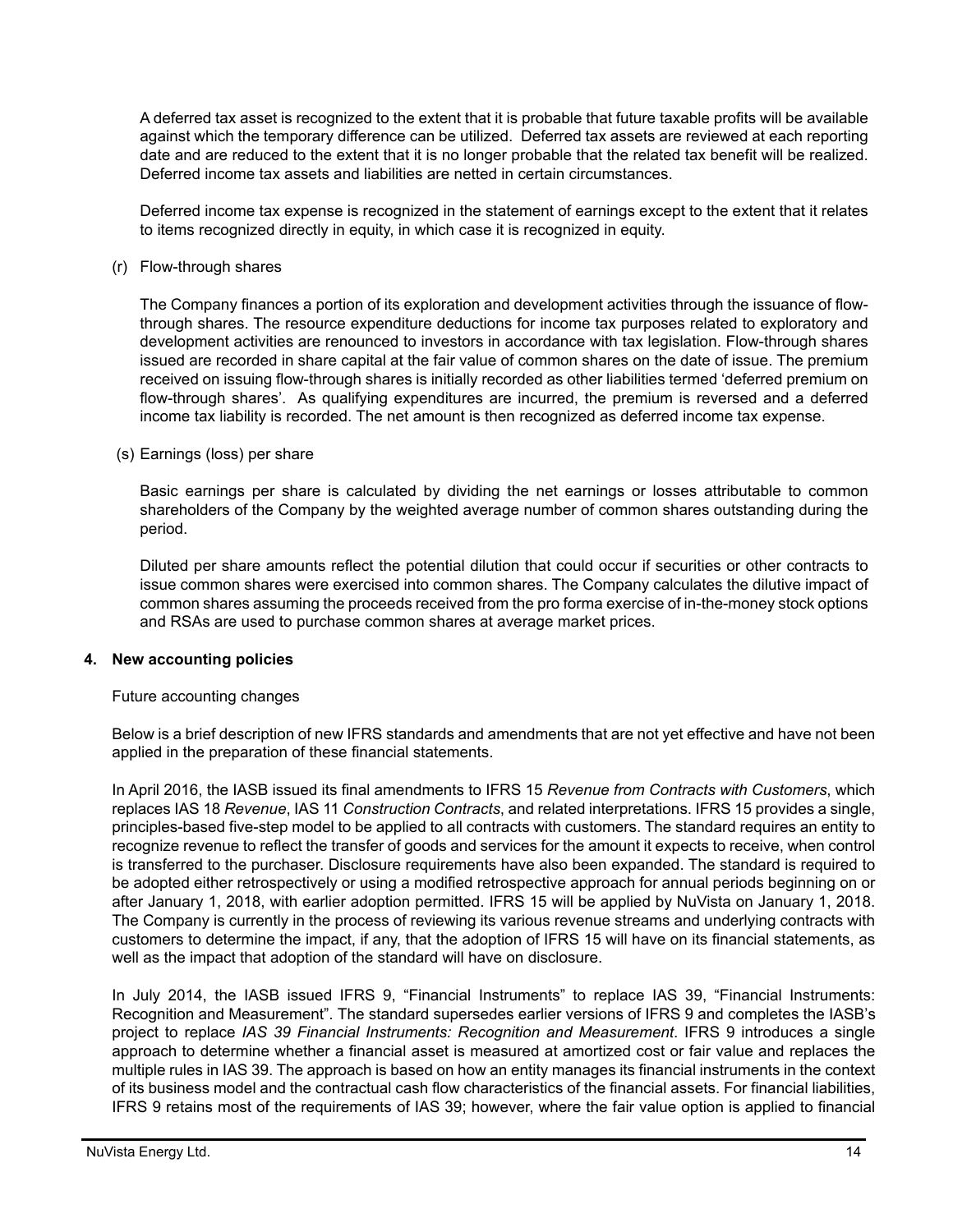A deferred tax asset is recognized to the extent that it is probable that future taxable profits will be available against which the temporary difference can be utilized. Deferred tax assets are reviewed at each reporting date and are reduced to the extent that it is no longer probable that the related tax benefit will be realized. Deferred income tax assets and liabilities are netted in certain circumstances.

Deferred income tax expense is recognized in the statement of earnings except to the extent that it relates to items recognized directly in equity, in which case it is recognized in equity.

(r) Flow-through shares

The Company finances a portion of its exploration and development activities through the issuance of flow-through shares. The resource expenditure deductions for income tax purposes related to exploratory and development activities are renounced to investors in accordance with tax legislation. Flow-through shares issued are recorded in share capital at the fair value of common shares on the date of issue. The premium received on issuing flow-through shares is initially recorded as other liabilities termed 'deferred premium on flow-through shares'. As qualifying expenditures are incurred, the premium is reversed and a deferred income tax liability is recorded. The net amount is then recognized as deferred income tax expense.

(s) Earnings (loss) per share

Basic earnings per share is calculated by dividing the net earnings or losses attributable to common shareholders of the Company by the weighted average number of common shares outstanding during the period.

Diluted per share amounts reflect the potential dilution that could occur if securities or other contracts to issue common shares were exercised into common shares. The Company calculates the dilutive impact of common shares assuming the proceeds received from the pro forma exercise of in-the-money stock options and RSAs are used to purchase common shares at average market prices.

## 4. New accounting policies

Future accounting changes

Below is a brief description of new IFRS standards and amendments that are not yet effective and have not been applied in the preparation of these financial statements.

In April 2016, the IASB issued its final amendments to IFRS 15 *Revenue from Contracts with Customers*, which replaces IAS 18 *Revenue*, IAS 11 *Construction Contracts*, and related interpretations. IFRS 15 provides a single, principles-based five-step model to be applied to all contracts with customers. The standard requires an entity to recognize revenue to reflect the transfer of goods and services for the amount it expects to receive, when control is transferred to the purchaser. Disclosure requirements have also been expanded. The standard is required to be adopted either retrospectively or using a modified retrospective approach for annual periods beginning on or after January 1, 2018, with earlier adoption permitted. IFRS 15 will be applied by NuVista on January 1, 2018. The Company is currently in the process of reviewing its various revenue streams and underlying contracts with customers to determine the impact, if any, that the adoption of IFRS 15 will have on its financial statements, as well as the impact that adoption of the standard will have on disclosure.

In July 2014, the IASB issued IFRS 9, "Financial Instruments" to replace IAS 39, "Financial Instruments: Recognition and Measurement". The standard supersedes earlier versions of IFRS 9 and completes the IASB's project to replace *IAS 39 Financial Instruments: Recognition and Measurement*. IFRS 9 introduces a single approach to determine whether a financial asset is measured at amortized cost or fair value and replaces the multiple rules in IAS 39. The approach is based on how an entity manages its financial instruments in the context of its business model and the contractual cash flow characteristics of the financial assets. For financial liabilities, IFRS 9 retains most of the requirements of IAS 39; however, where the fair value option is applied to financial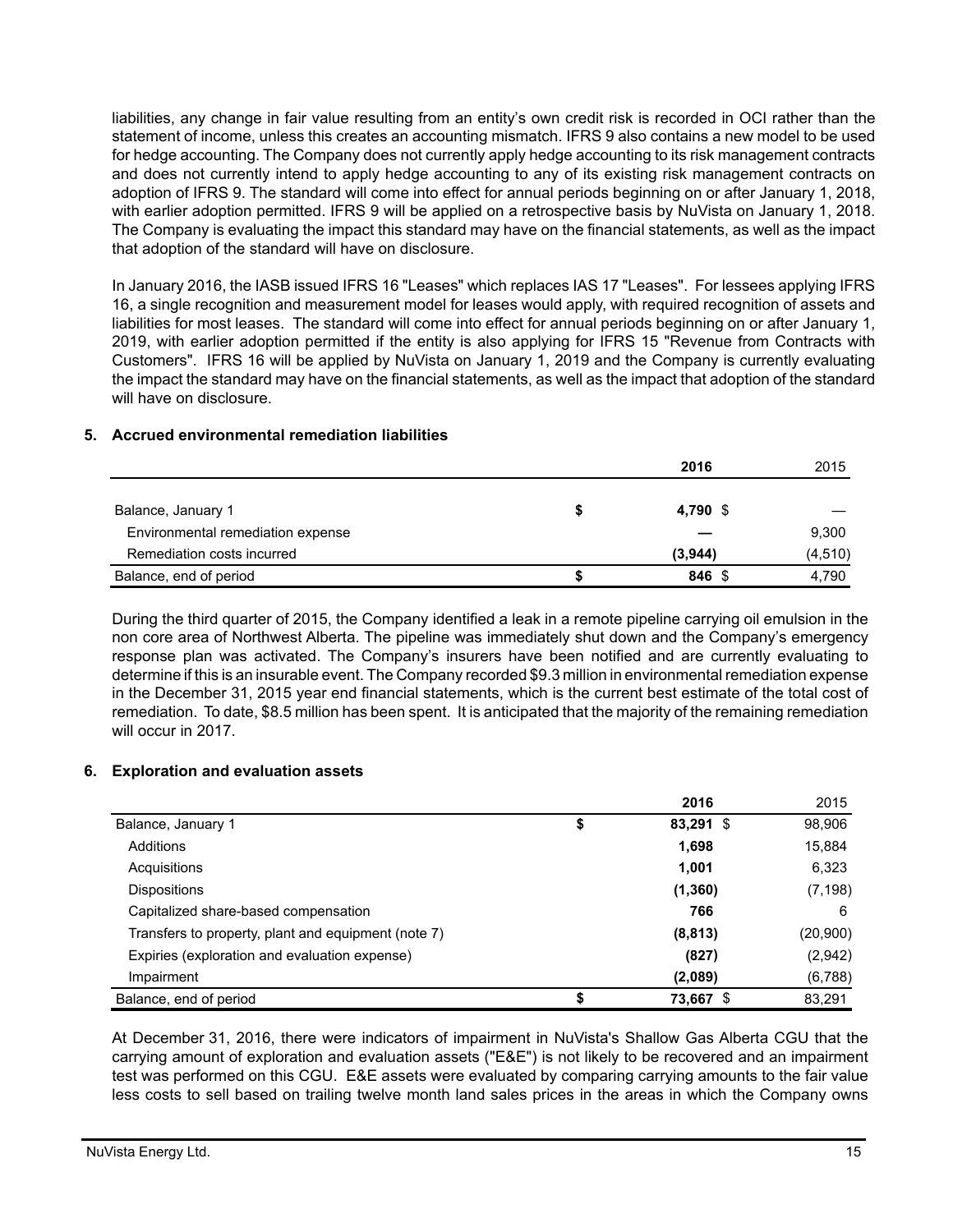liabilities, any change in fair value resulting from an entity's own credit risk is recorded in OCI rather than the statement of income, unless this creates an accounting mismatch. IFRS 9 also contains a new model to be used for hedge accounting. The Company does not currently apply hedge accounting to its risk management contracts and does not currently intend to apply hedge accounting to any of its existing risk management contracts on adoption of IFRS 9. The standard will come into effect for annual periods beginning on or after January 1, 2018, with earlier adoption permitted. IFRS 9 will be applied on a retrospective basis by NuVista on January 1, 2018. The Company is evaluating the impact this standard may have on the financial statements, as well as the impact that adoption of the standard will have on disclosure.

In January 2016, the IASB issued IFRS 16 "Leases" which replaces IAS 17 "Leases". For lessees applying IFRS 16, a single recognition and measurement model for leases would apply, with required recognition of assets and liabilities for most leases. The standard will come into effect for annual periods beginning on or after January 1, 2019, with earlier adoption permitted if the entity is also applying for IFRS 15 "Revenue from Contracts with Customers". IFRS 16 will be applied by NuVista on January 1, 2019 and the Company is currently evaluating the impact the standard may have on the financial statements, as well as the impact that adoption of the standard will have on disclosure.

### 5. Accrued environmental remediation liabilities

| | | **2016** | 2015 |
|---|---|---|---|
| Balance, January 1 | $ | **4,790** | $ — |
| Environmental remediation expense | | **—** | 9,300 |
| Remediation costs incurred | | **(3,944)** | (4,510) |
| Balance, end of period | $ | **846** | $ 4,790 |

During the third quarter of 2015, the Company identified a leak in a remote pipeline carrying oil emulsion in the non core area of Northwest Alberta. The pipeline was immediately shut down and the Company's emergency response plan was activated. The Company's insurers have been notified and are currently evaluating to determine if this is an insurable event. The Company recorded $9.3 million in environmental remediation expense in the December 31, 2015 year end financial statements, which is the current best estimate of the total cost of remediation. To date, $8.5 million has been spent. It is anticipated that the majority of the remaining remediation will occur in 2017.

### 6. Exploration and evaluation assets

| | | **2016** | 2015 |
|---|---|---|---|
| Balance, January 1 | $ | **83,291** | $ 98,906 |
| Additions | | **1,698** | 15,884 |
| Acquisitions | | **1,001** | 6,323 |
| Dispositions | | **(1,360)** | (7,198) |
| Capitalized share-based compensation | | **766** | 6 |
| Transfers to property, plant and equipment (note 7) | | **(8,813)** | (20,900) |
| Expiries (exploration and evaluation expense) | | **(827)** | (2,942) |
| Impairment | | **(2,089)** | (6,788) |
| Balance, end of period | $ | **73,667** | $ 83,291 |

At December 31, 2016, there were indicators of impairment in NuVista's Shallow Gas Alberta CGU that the carrying amount of exploration and evaluation assets ("E&E") is not likely to be recovered and an impairment test was performed on this CGU. E&E assets were evaluated by comparing carrying amounts to the fair value less costs to sell based on trailing twelve month land sales prices in the areas in which the Company owns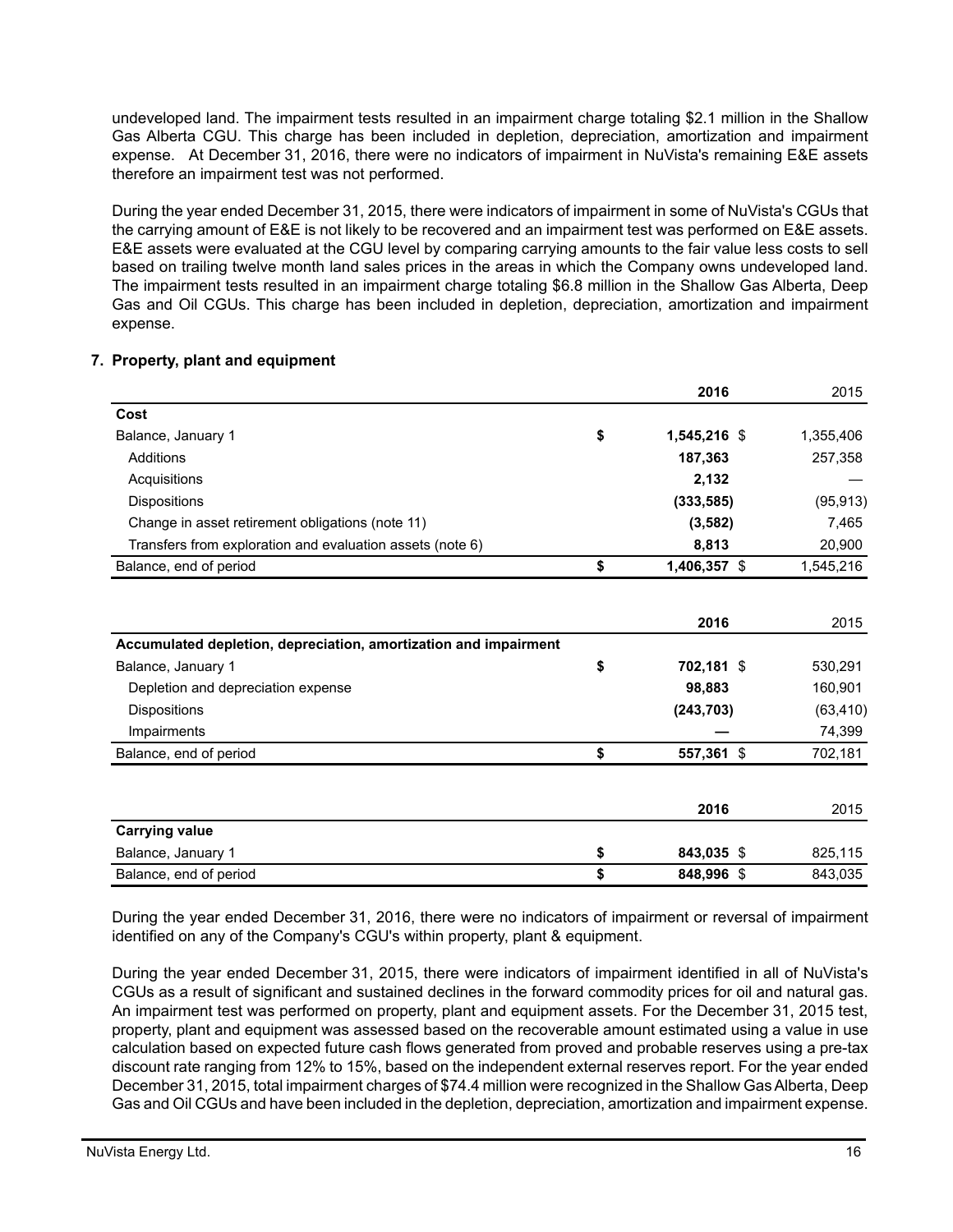undeveloped land. The impairment tests resulted in an impairment charge totaling $2.1 million in the Shallow Gas Alberta CGU. This charge has been included in depletion, depreciation, amortization and impairment expense. At December 31, 2016, there were no indicators of impairment in NuVista's remaining E&E assets therefore an impairment test was not performed.

During the year ended December 31, 2015, there were indicators of impairment in some of NuVista's CGUs that the carrying amount of E&E is not likely to be recovered and an impairment test was performed on E&E assets. E&E assets were evaluated at the CGU level by comparing carrying amounts to the fair value less costs to sell based on trailing twelve month land sales prices in the areas in which the Company owns undeveloped land. The impairment tests resulted in an impairment charge totaling $6.8 million in the Shallow Gas Alberta, Deep Gas and Oil CGUs. This charge has been included in depletion, depreciation, amortization and impairment expense.

## 7. Property, plant and equipment

| | | **2016** | 2015 |
|---|---|---|---|
| **Cost** | | | |
| Balance, January 1 | **$** | **1,545,216** | $ 1,355,406 |
| Additions | | **187,363** | 257,358 |
| Acquisitions | | **2,132** | — |
| Dispositions | | **(333,585)** | (95,913) |
| Change in asset retirement obligations (note 11) | | **(3,582)** | 7,465 |
| Transfers from exploration and evaluation assets (note 6) | | **8,813** | 20,900 |
| Balance, end of period | **$** | **1,406,357** | $ 1,545,216 |

| | | **2016** | 2015 |
|---|---|---|---|
| **Accumulated depletion, depreciation, amortization and impairment** | | | |
| Balance, January 1 | **$** | **702,181** | $ 530,291 |
| Depletion and depreciation expense | | **98,883** | 160,901 |
| Dispositions | | **(243,703)** | (63,410) |
| Impairments | | **—** | 74,399 |
| Balance, end of period | **$** | **557,361** | $ 702,181 |

| | | **2016** | 2015 |
|---|---|---|---|
| **Carrying value** | | | |
| Balance, January 1 | **$** | **843,035** | $ 825,115 |
| Balance, end of period | **$** | **848,996** | $ 843,035 |

During the year ended December 31, 2016, there were no indicators of impairment or reversal of impairment identified on any of the Company's CGU's within property, plant & equipment.

During the year ended December 31, 2015, there were indicators of impairment identified in all of NuVista's CGUs as a result of significant and sustained declines in the forward commodity prices for oil and natural gas. An impairment test was performed on property, plant and equipment assets. For the December 31, 2015 test, property, plant and equipment was assessed based on the recoverable amount estimated using a value in use calculation based on expected future cash flows generated from proved and probable reserves using a pre-tax discount rate ranging from 12% to 15%, based on the independent external reserves report. For the year ended December 31, 2015, total impairment charges of $74.4 million were recognized in the Shallow Gas Alberta, Deep Gas and Oil CGUs and have been included in the depletion, depreciation, amortization and impairment expense.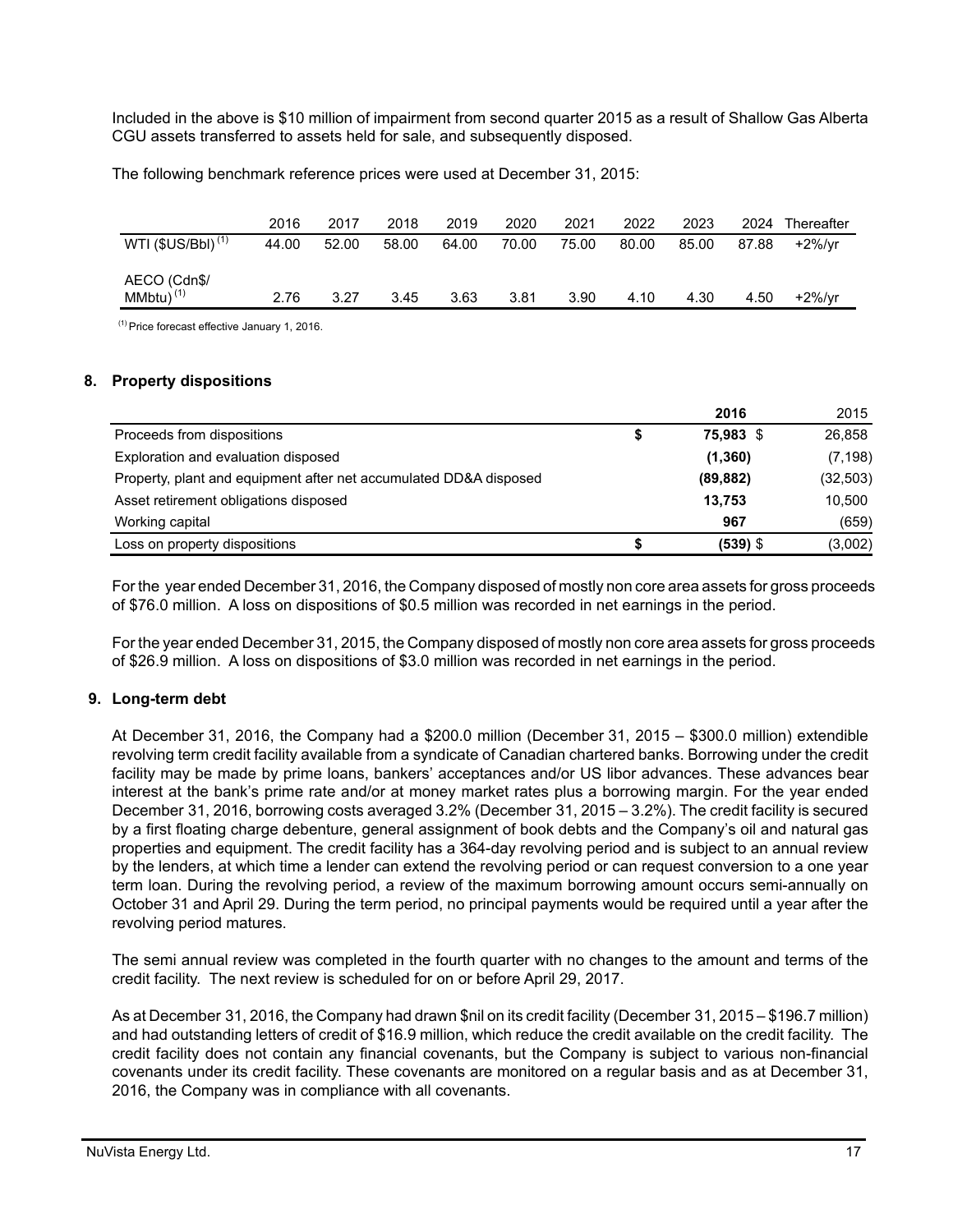Included in the above is $10 million of impairment from second quarter 2015 as a result of Shallow Gas Alberta CGU assets transferred to assets held for sale, and subsequently disposed.

The following benchmark reference prices were used at December 31, 2015:

| | 2016 | 2017 | 2018 | 2019 | 2020 | 2021 | 2022 | 2023 | 2024 | Thereafter |
|---|---|---|---|---|---|---|---|---|---|---|
| WTI ($US/Bbl) (1) | 44.00 | 52.00 | 58.00 | 64.00 | 70.00 | 75.00 | 80.00 | 85.00 | 87.88 | +2%/yr |
| AECO (Cdn$/ MMbtu) (1) | 2.76 | 3.27 | 3.45 | 3.63 | 3.81 | 3.90 | 4.10 | 4.30 | 4.50 | +2%/yr |

(1) Price forecast effective January 1, 2016.

## 8. Property dispositions

| | | 2016 | 2015 |
|---|---|---|---|
| Proceeds from dispositions | $ | **75,983** $ | 26,858 |
| Exploration and evaluation disposed | | **(1,360)** | (7,198) |
| Property, plant and equipment after net accumulated DD&A disposed | | **(89,882)** | (32,503) |
| Asset retirement obligations disposed | | **13,753** | 10,500 |
| Working capital | | **967** | (659) |
| Loss on property dispositions | $ | **(539)** $ | (3,002) |

For the year ended December 31, 2016, the Company disposed of mostly non core area assets for gross proceeds of $76.0 million. A loss on dispositions of $0.5 million was recorded in net earnings in the period.

For the year ended December 31, 2015, the Company disposed of mostly non core area assets for gross proceeds of $26.9 million. A loss on dispositions of $3.0 million was recorded in net earnings in the period.

## 9. Long-term debt

At December 31, 2016, the Company had a $200.0 million (December 31, 2015 – $300.0 million) extendible revolving term credit facility available from a syndicate of Canadian chartered banks. Borrowing under the credit facility may be made by prime loans, bankers' acceptances and/or US libor advances. These advances bear interest at the bank's prime rate and/or at money market rates plus a borrowing margin. For the year ended December 31, 2016, borrowing costs averaged 3.2% (December 31, 2015 – 3.2%). The credit facility is secured by a first floating charge debenture, general assignment of book debts and the Company's oil and natural gas properties and equipment. The credit facility has a 364-day revolving period and is subject to an annual review by the lenders, at which time a lender can extend the revolving period or can request conversion to a one year term loan. During the revolving period, a review of the maximum borrowing amount occurs semi-annually on October 31 and April 29. During the term period, no principal payments would be required until a year after the revolving period matures.

The semi annual review was completed in the fourth quarter with no changes to the amount and terms of the credit facility. The next review is scheduled for on or before April 29, 2017.

As at December 31, 2016, the Company had drawn $nil on its credit facility (December 31, 2015 – $196.7 million) and had outstanding letters of credit of $16.9 million, which reduce the credit available on the credit facility. The credit facility does not contain any financial covenants, but the Company is subject to various non-financial covenants under its credit facility. These covenants are monitored on a regular basis and as at December 31, 2016, the Company was in compliance with all covenants.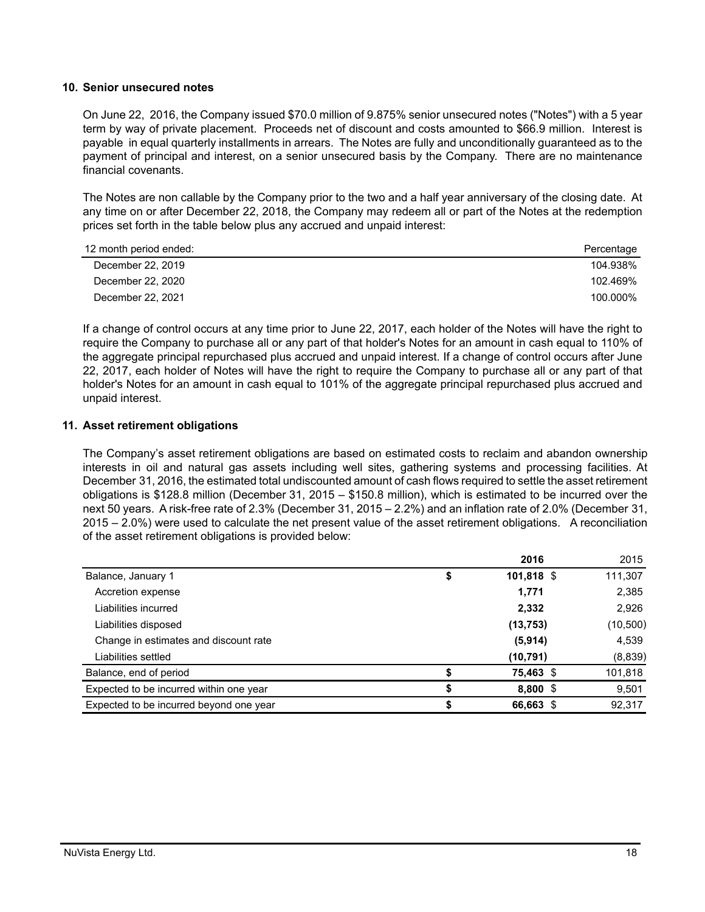## 10. Senior unsecured notes

On June 22, 2016, the Company issued $70.0 million of 9.875% senior unsecured notes ("Notes") with a 5 year term by way of private placement. Proceeds net of discount and costs amounted to $66.9 million. Interest is payable in equal quarterly installments in arrears. The Notes are fully and unconditionally guaranteed as to the payment of principal and interest, on a senior unsecured basis by the Company. There are no maintenance financial covenants.

The Notes are non callable by the Company prior to the two and a half year anniversary of the closing date. At any time on or after December 22, 2018, the Company may redeem all or part of the Notes at the redemption prices set forth in the table below plus any accrued and unpaid interest:

| 12 month period ended: | Percentage |
|---|---|
| December 22, 2019 | 104.938% |
| December 22, 2020 | 102.469% |
| December 22, 2021 | 100.000% |

If a change of control occurs at any time prior to June 22, 2017, each holder of the Notes will have the right to require the Company to purchase all or any part of that holder's Notes for an amount in cash equal to 110% of the aggregate principal repurchased plus accrued and unpaid interest. If a change of control occurs after June 22, 2017, each holder of Notes will have the right to require the Company to purchase all or any part of that holder's Notes for an amount in cash equal to 101% of the aggregate principal repurchased plus accrued and unpaid interest.

## 11. Asset retirement obligations

The Company's asset retirement obligations are based on estimated costs to reclaim and abandon ownership interests in oil and natural gas assets including well sites, gathering systems and processing facilities. At December 31, 2016, the estimated total undiscounted amount of cash flows required to settle the asset retirement obligations is $128.8 million (December 31, 2015 – $150.8 million), which is estimated to be incurred over the next 50 years. A risk-free rate of 2.3% (December 31, 2015 – 2.2%) and an inflation rate of 2.0% (December 31, 2015 – 2.0%) were used to calculate the net present value of the asset retirement obligations. A reconciliation of the asset retirement obligations is provided below:

| | **2016** | 2015 |
|---|---|---|
| Balance, January 1 | **$ 101,818** | $ 111,307 |
| Accretion expense | **1,771** | 2,385 |
| Liabilities incurred | **2,332** | 2,926 |
| Liabilities disposed | **(13,753)** | (10,500) |
| Change in estimates and discount rate | **(5,914)** | 4,539 |
| Liabilities settled | **(10,791)** | (8,839) |
| Balance, end of period | **$ 75,463** | $ 101,818 |
| Expected to be incurred within one year | **$ 8,800** | $ 9,501 |
| Expected to be incurred beyond one year | **$ 66,663** | $ 92,317 |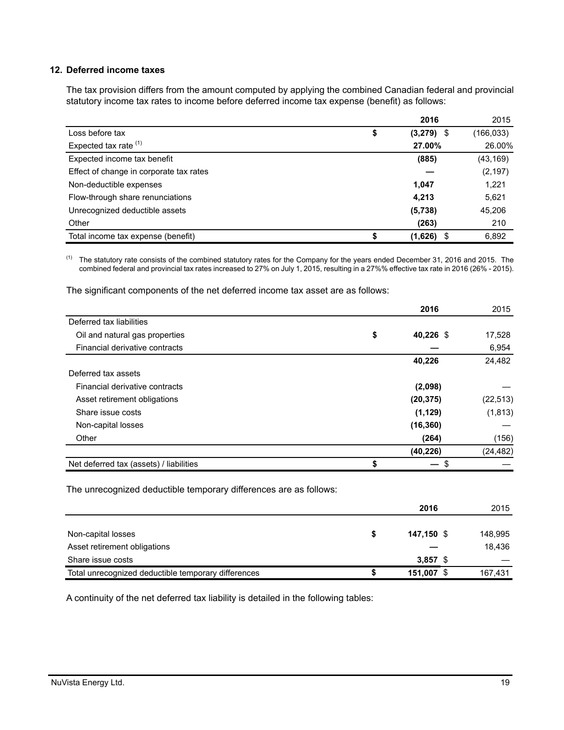## 12. Deferred income taxes

The tax provision differs from the amount computed by applying the combined Canadian federal and provincial statutory income tax rates to income before deferred income tax expense (benefit) as follows:

| | 2016 | 2015 |
|---|---|---|
| Loss before tax | $ (3,279) | $ (166,033) |
| Expected tax rate [1] | 27.00% | 26.00% |
| Expected income tax benefit | (885) | (43,169) |
| Effect of change in corporate tax rates | — | (2,197) |
| Non-deductible expenses | 1,047 | 1,221 |
| Flow-through share renunciations | 4,213 | 5,621 |
| Unrecognized deductible assets | (5,738) | 45,206 |
| Other | (263) | 210 |
| Total income tax expense (benefit) | $ (1,626) | $ 6,892 |

[1] The statutory rate consists of the combined statutory rates for the Company for the years ended December 31, 2016 and 2015. The combined federal and provincial tax rates increased to 27% on July 1, 2015, resulting in a 27%% effective tax rate in 2016 (26% - 2015).

The significant components of the net deferred income tax asset are as follows:

| | 2016 | 2015 |
|---|---|---|
| Deferred tax liabilities | | |
| Oil and natural gas properties | $ 40,226 | $ 17,528 |
| Financial derivative contracts | — | 6,954 |
| | 40,226 | 24,482 |
| Deferred tax assets | | |
| Financial derivative contracts | (2,098) | — |
| Asset retirement obligations | (20,375) | (22,513) |
| Share issue costs | (1,129) | (1,813) |
| Non-capital losses | (16,360) | — |
| Other | (264) | (156) |
| | (40,226) | (24,482) |
| Net deferred tax (assets) / liabilities | $ — | $ — |

The unrecognized deductible temporary differences are as follows:

| | 2016 | 2015 |
|---|---|---|
| Non-capital losses | $ 147,150 | $ 148,995 |
| Asset retirement obligations | — | 18,436 |
| Share issue costs | 3,857 | $ — |
| Total unrecognized deductible temporary differences | $ 151,007 | $ 167,431 |

A continuity of the net deferred tax liability is detailed in the following tables: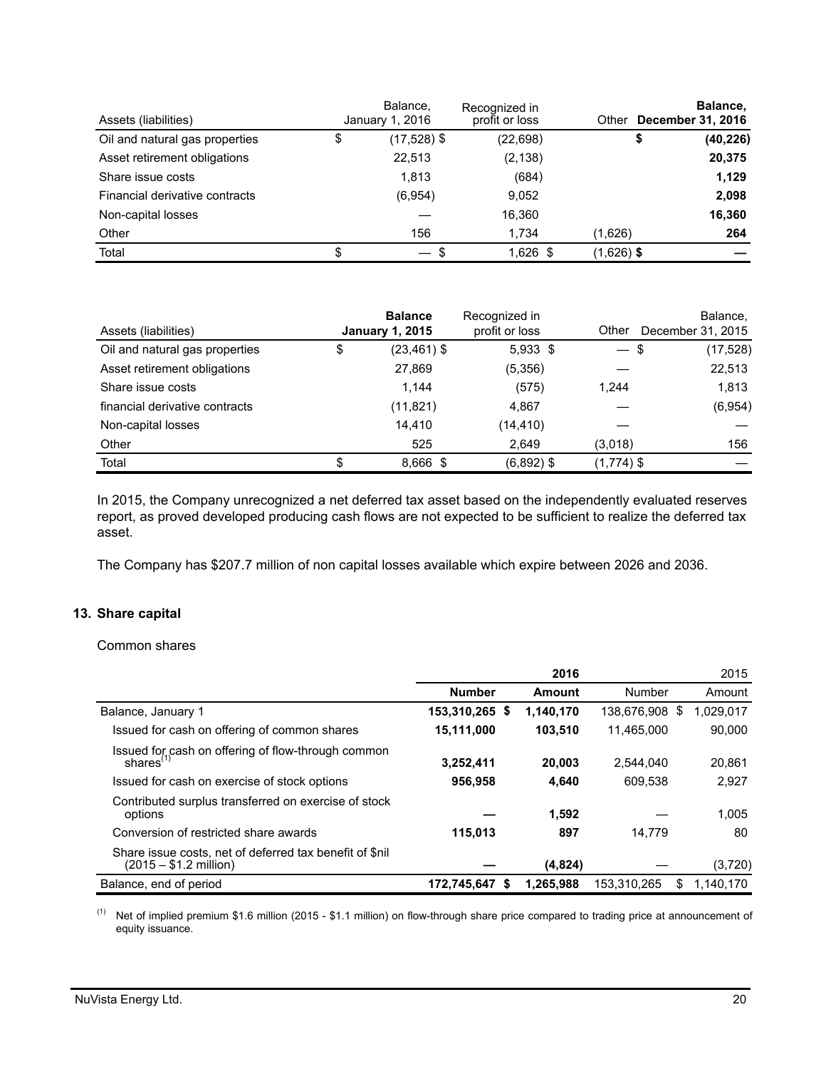| Assets (liabilities) | Balance, January 1, 2016 | Recognized in profit or loss | Other | **Balance, December 31, 2016** |
|---|---|---|---|---|
| Oil and natural gas properties | $ (17,528) $ | (22,698) | | **$ (40,226)** |
| Asset retirement obligations | 22,513 | (2,138) | | **20,375** |
| Share issue costs | 1,813 | (684) | | **1,129** |
| Financial derivative contracts | (6,954) | 9,052 | | **2,098** |
| Non-capital losses | — | 16,360 | | **16,360** |
| Other | 156 | 1,734 | (1,626) | **264** |
| Total | $ — $ | 1,626 $ | (1,626) **$** | **—** |

| Assets (liabilities) | **Balance January 1, 2015** | Recognized in profit or loss | Other | Balance, December 31, 2015 |
|---|---|---|---|---|
| Oil and natural gas properties | $ (23,461) $ | 5,933 $ | — $ | (17,528) |
| Asset retirement obligations | 27,869 | (5,356) | — | 22,513 |
| Share issue costs | 1,144 | (575) | 1,244 | 1,813 |
| financial derivative contracts | (11,821) | 4,867 | — | (6,954) |
| Non-capital losses | 14,410 | (14,410) | — | — |
| Other | 525 | 2,649 | (3,018) | 156 |
| Total | $ 8,666 $ | (6,892) $ | (1,774) $ | — |

In 2015, the Company unrecognized a net deferred tax asset based on the independently evaluated reserves report, as proved developed producing cash flows are not expected to be sufficient to realize the deferred tax asset.

The Company has $207.7 million of non capital losses available which expire between 2026 and 2036.

## 13. Share capital

Common shares

| | **2016** | | 2015 | |
|---|---|---|---|---|
| | **Number** | **Amount** | Number | Amount |
| Balance, January 1 | **153,310,265 $** | **1,140,170** | 138,676,908 $ | 1,029,017 |
| Issued for cash on offering of common shares | **15,111,000** | **103,510** | 11,465,000 | 90,000 |
| Issued for cash on offering of flow-through common shares[(1)] | **3,252,411** | **20,003** | 2,544,040 | 20,861 |
| Issued for cash on exercise of stock options | **956,958** | **4,640** | 609,538 | 2,927 |
| Contributed surplus transferred on exercise of stock options | **—** | **1,592** | — | 1,005 |
| Conversion of restricted share awards | **115,013** | **897** | 14,779 | 80 |
| Share issue costs, net of deferred tax benefit of $nil (2015 – $1.2 million) | **—** | **(4,824)** | — | (3,720) |
| Balance, end of period | **172,745,647 $** | **1,265,988** | 153,310,265 $ | 1,140,170 |

(1) Net of implied premium $1.6 million (2015 - $1.1 million) on flow-through share price compared to trading price at announcement of equity issuance.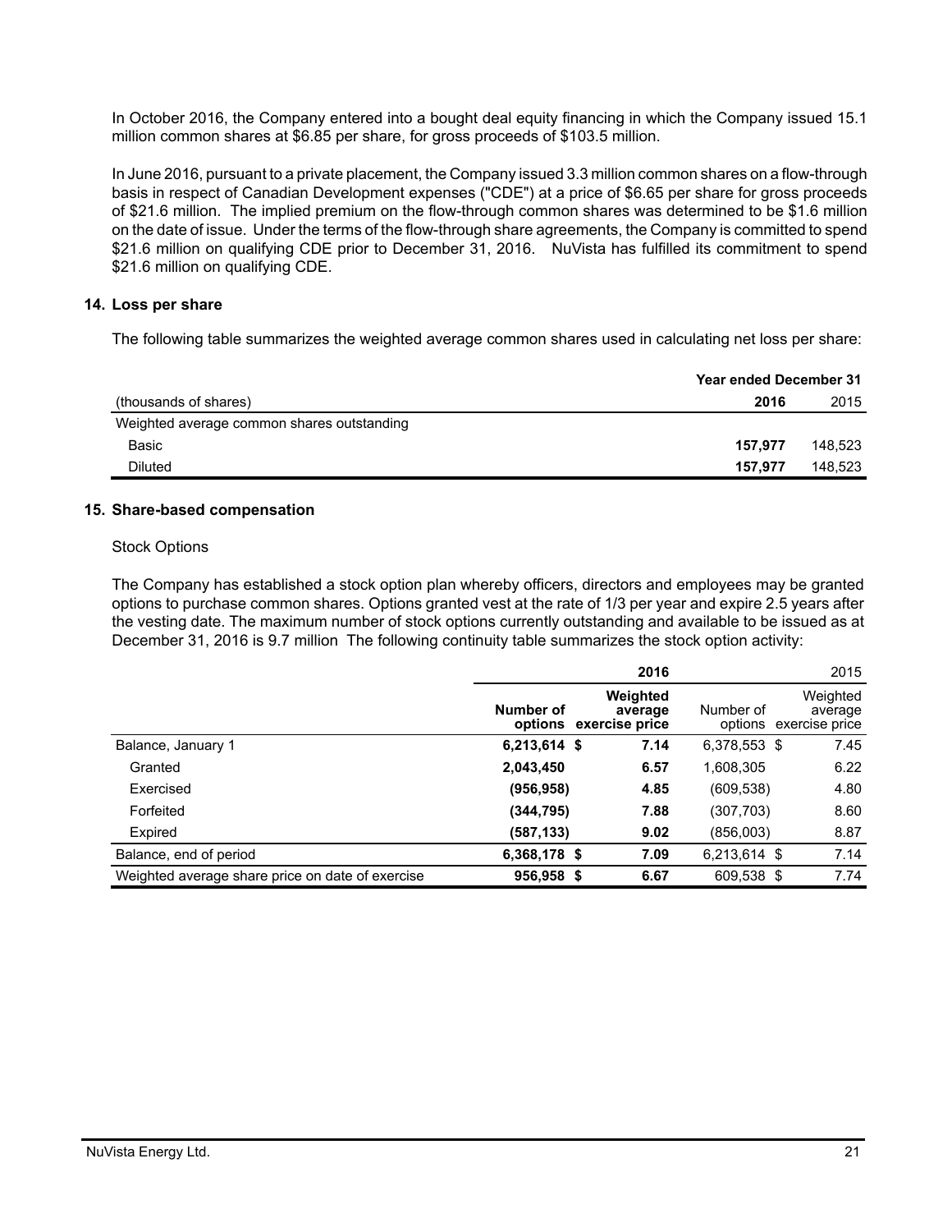In October 2016, the Company entered into a bought deal equity financing in which the Company issued 15.1 million common shares at $6.85 per share, for gross proceeds of $103.5 million.

In June 2016, pursuant to a private placement, the Company issued 3.3 million common shares on a flow-through basis in respect of Canadian Development expenses ("CDE") at a price of $6.65 per share for gross proceeds of $21.6 million. The implied premium on the flow-through common shares was determined to be $1.6 million on the date of issue. Under the terms of the flow-through share agreements, the Company is committed to spend $21.6 million on qualifying CDE prior to December 31, 2016. NuVista has fulfilled its commitment to spend $21.6 million on qualifying CDE.

## 14. Loss per share

The following table summarizes the weighted average common shares used in calculating net loss per share:

| | **Year ended December 31** | |
|---|---|---|
| (thousands of shares) | **2016** | 2015 |
| Weighted average common shares outstanding | | |
| Basic | **157,977** | 148,523 |
| Diluted | **157,977** | 148,523 |

## 15. Share-based compensation

Stock Options

The Company has established a stock option plan whereby officers, directors and employees may be granted options to purchase common shares. Options granted vest at the rate of 1/3 per year and expire 2.5 years after the vesting date. The maximum number of stock options currently outstanding and available to be issued as at December 31, 2016 is 9.7 million The following continuity table summarizes the stock option activity:

| | **2016** | | 2015 | |
|---|---|---|---|---|
| | **Number of options** | **Weighted average exercise price** | Number of options | Weighted average exercise price |
| Balance, January 1 | **6,213,614** | **$ 7.14** | 6,378,553 | $ 7.45 |
| Granted | **2,043,450** | **6.57** | 1,608,305 | 6.22 |
| Exercised | **(956,958)** | **4.85** | (609,538) | 4.80 |
| Forfeited | **(344,795)** | **7.88** | (307,703) | 8.60 |
| Expired | **(587,133)** | **9.02** | (856,003) | 8.87 |
| Balance, end of period | **6,368,178** | **$ 7.09** | 6,213,614 | $ 7.14 |
| Weighted average share price on date of exercise | **956,958** | **$ 6.67** | 609,538 | $ 7.74 |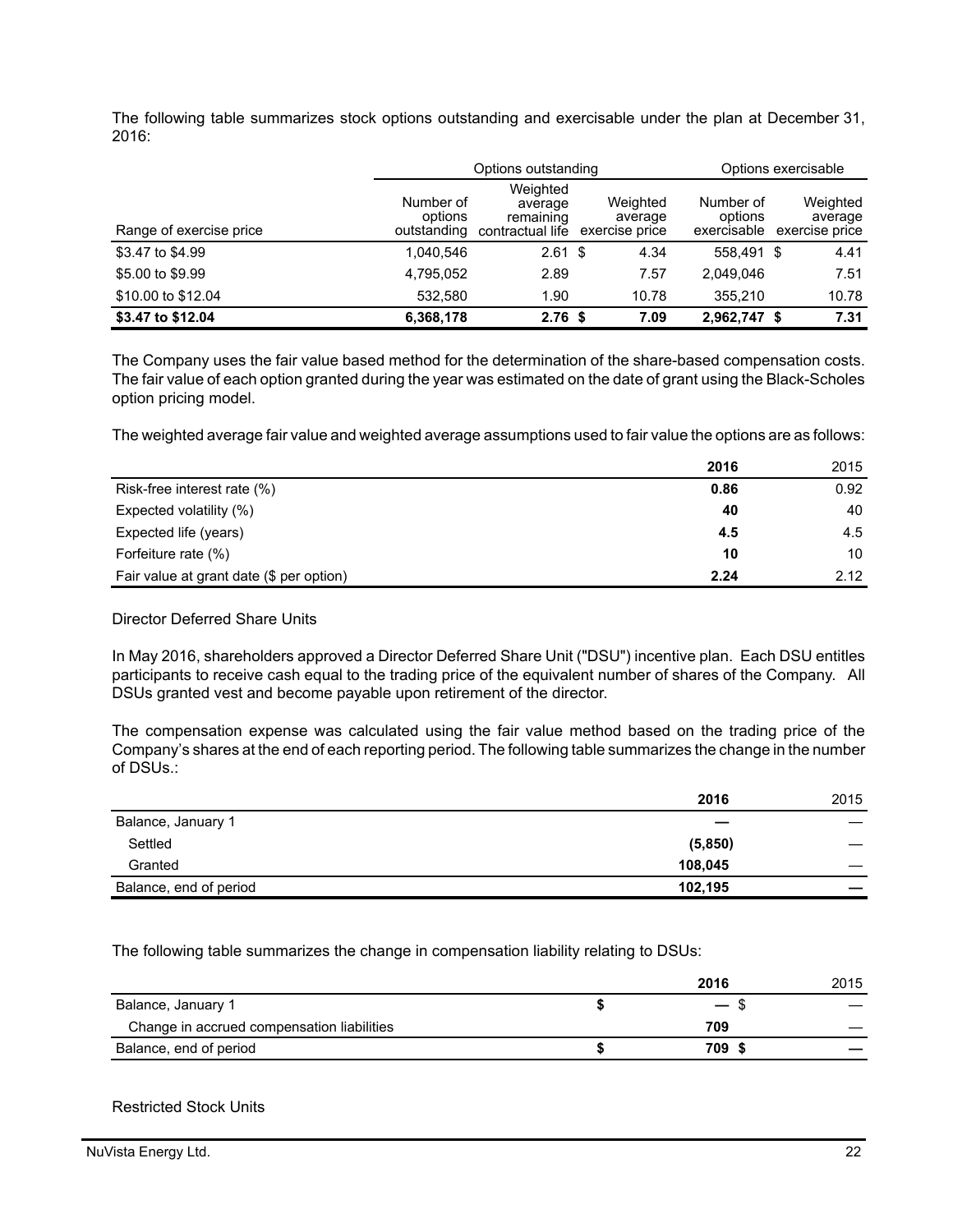The following table summarizes stock options outstanding and exercisable under the plan at December 31, 2016:

| | Options outstanding | | | Options exercisable | |
|---|---|---|---|---|---|
| Range of exercise price | Number of options outstanding | Weighted average remaining contractual life | Weighted average exercise price | Number of options exercisable | Weighted average exercise price |
| $3.47 to $4.99 | 1,040,546 | 2.61 | $ 4.34 | 558,491 | $ 4.41 |
| $5.00 to $9.99 | 4,795,052 | 2.89 | 7.57 | 2,049,046 | 7.51 |
| $10.00 to $12.04 | 532,580 | 1.90 | 10.78 | 355,210 | 10.78 |
| **$3.47 to $12.04** | **6,368,178** | **2.76** | **$ 7.09** | **2,962,747** | **$ 7.31** |

The Company uses the fair value based method for the determination of the share-based compensation costs. The fair value of each option granted during the year was estimated on the date of grant using the Black-Scholes option pricing model.

The weighted average fair value and weighted average assumptions used to fair value the options are as follows:

| | 2016 | 2015 |
|---|---|---|
| Risk-free interest rate (%) | **0.86** | 0.92 |
| Expected volatility (%) | **40** | 40 |
| Expected life (years) | **4.5** | 4.5 |
| Forfeiture rate (%) | **10** | 10 |
| Fair value at grant date ($ per option) | **2.24** | 2.12 |

Director Deferred Share Units

In May 2016, shareholders approved a Director Deferred Share Unit ("DSU") incentive plan. Each DSU entitles participants to receive cash equal to the trading price of the equivalent number of shares of the Company. All DSUs granted vest and become payable upon retirement of the director.

The compensation expense was calculated using the fair value method based on the trading price of the Company's shares at the end of each reporting period. The following table summarizes the change in the number of DSUs.:

| | 2016 | 2015 |
|---|---|---|
| Balance, January 1 | **—** | — |
| Settled | **(5,850)** | — |
| Granted | **108,045** | — |
| Balance, end of period | **102,195** | **—** |

The following table summarizes the change in compensation liability relating to DSUs:

| | 2016 | 2015 |
|---|---|---|
| Balance, January 1 | **$ —** | $ — |
| Change in accrued compensation liabilities | **709** | — |
| Balance, end of period | **$ 709** | $ **—** |

Restricted Stock Units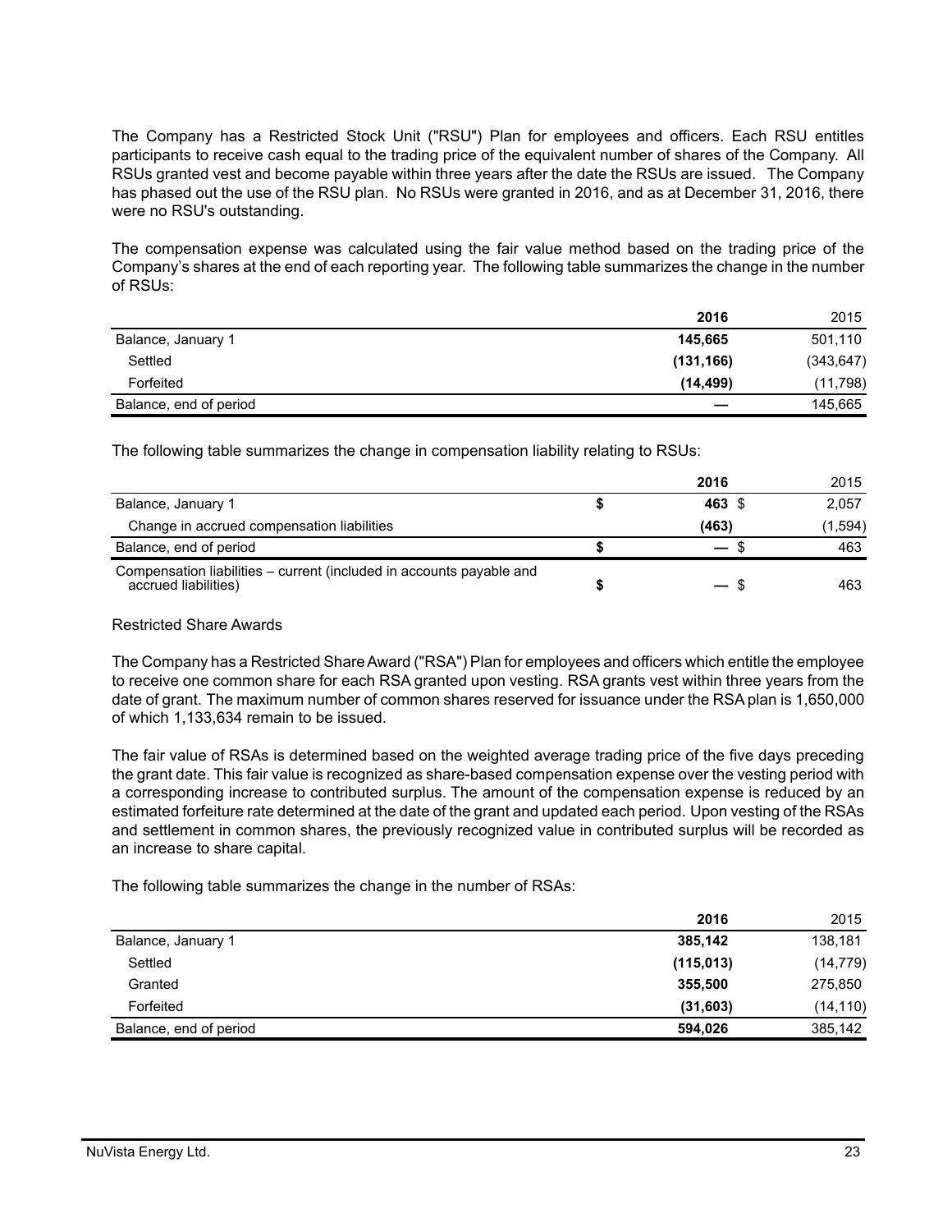The Company has a Restricted Stock Unit ("RSU") Plan for employees and officers. Each RSU entitles participants to receive cash equal to the trading price of the equivalent number of shares of the Company. All RSUs granted vest and become payable within three years after the date the RSUs are issued. The Company has phased out the use of the RSU plan. No RSUs were granted in 2016, and as at December 31, 2016, there were no RSU's outstanding.

The compensation expense was calculated using the fair value method based on the trading price of the Company's shares at the end of each reporting year. The following table summarizes the change in the number of RSUs:

| | **2016** | 2015 |
|---|---|---|
| Balance, January 1 | **145,665** | 501,110 |
| Settled | **(131,166)** | (343,647) |
| Forfeited | **(14,499)** | (11,798) |
| Balance, end of period | **—** | 145,665 |

The following table summarizes the change in compensation liability relating to RSUs:

| | **2016** | 2015 |
|---|---|---|
| Balance, January 1 | **$ 463** | $ 2,057 |
| Change in accrued compensation liabilities | **(463)** | (1,594) |
| Balance, end of period | **$ —** | $ 463 |
| Compensation liabilities – current (included in accounts payable and accrued liabilities) | **$ —** | $ 463 |

Restricted Share Awards

The Company has a Restricted Share Award ("RSA") Plan for employees and officers which entitle the employee to receive one common share for each RSA granted upon vesting. RSA grants vest within three years from the date of grant. The maximum number of common shares reserved for issuance under the RSA plan is 1,650,000 of which 1,133,634 remain to be issued.

The fair value of RSAs is determined based on the weighted average trading price of the five days preceding the grant date. This fair value is recognized as share-based compensation expense over the vesting period with a corresponding increase to contributed surplus. The amount of the compensation expense is reduced by an estimated forfeiture rate determined at the date of the grant and updated each period. Upon vesting of the RSAs and settlement in common shares, the previously recognized value in contributed surplus will be recorded as an increase to share capital.

The following table summarizes the change in the number of RSAs:

| | **2016** | 2015 |
|---|---|---|
| Balance, January 1 | **385,142** | 138,181 |
| Settled | **(115,013)** | (14,779) |
| Granted | **355,500** | 275,850 |
| Forfeited | **(31,603)** | (14,110) |
| Balance, end of period | **594,026** | 385,142 |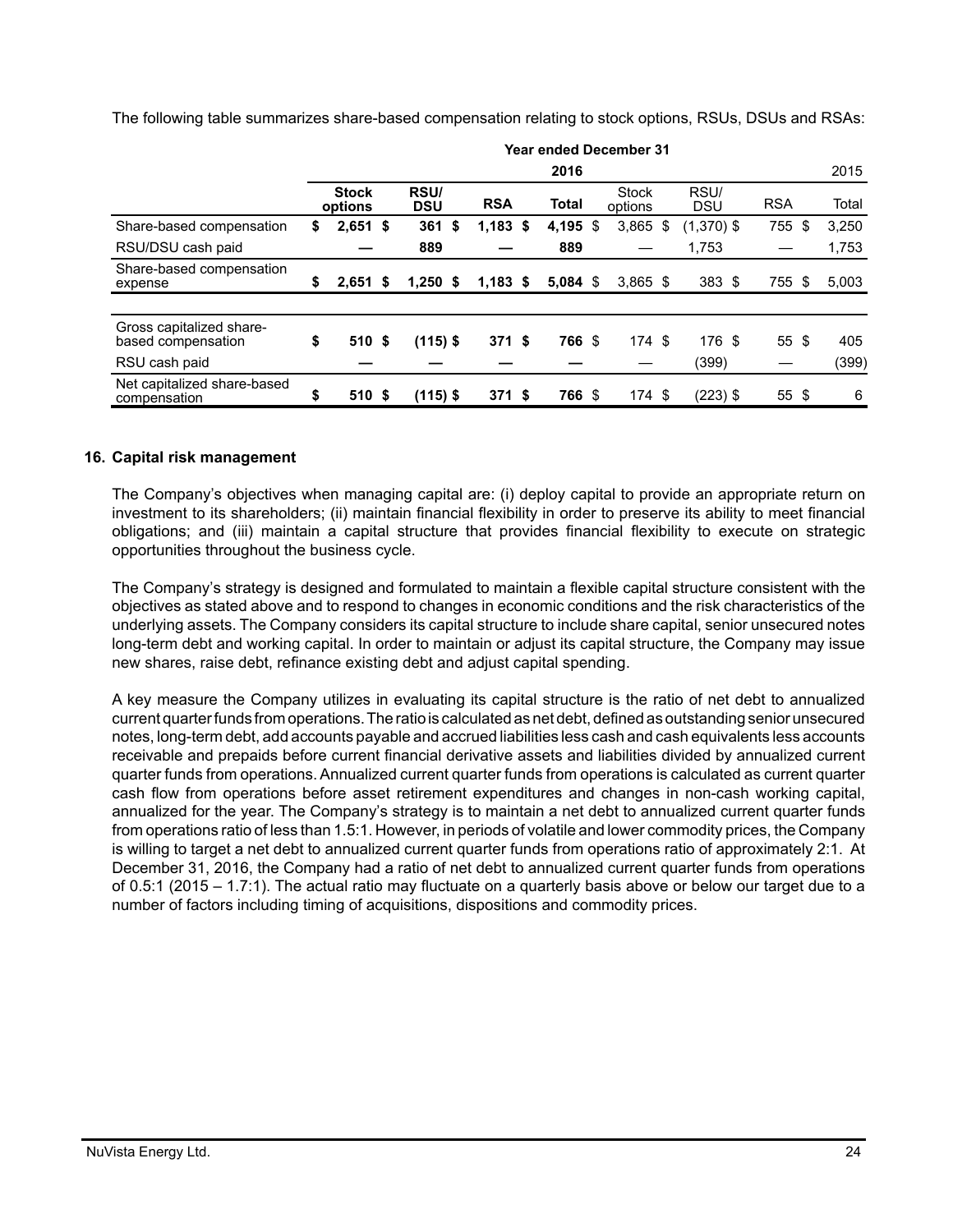The following table summarizes share-based compensation relating to stock options, RSUs, DSUs and RSAs:

| | Year ended December 31 | | | | | | | |
|---|---|---|---|---|---|---|---|---|
| | | | | **2016** | | | | 2015 |
| | **Stock options** | **RSU/ DSU** | **RSA** | **Total** | Stock options | RSU/ DSU | RSA | Total |
| Share-based compensation | **$ 2,651** | **$ 361** | **$ 1,183** | **$ 4,195** | $ 3,865 | $ (1,370) | $ 755 | $ 3,250 |
| RSU/DSU cash paid | **—** | **889** | **—** | **889** | — | 1,753 | — | 1,753 |
| Share-based compensation expense | **$ 2,651** | **$ 1,250** | **$ 1,183** | **$ 5,084** | $ 3,865 | $ 383 | $ 755 | $ 5,003 |
| | | | | | | | | |
| Gross capitalized share-based compensation | **$ 510** | **$ (115)** | **$ 371** | **$ 766** | $ 174 | $ 176 | $ 55 | $ 405 |
| RSU cash paid | **—** | **—** | **—** | **—** | — | (399) | — | (399) |
| Net capitalized share-based compensation | **$ 510** | **$ (115)** | **$ 371** | **$ 766** | $ 174 | $ (223) | $ 55 | $ 6 |

## 16. Capital risk management

The Company's objectives when managing capital are: (i) deploy capital to provide an appropriate return on investment to its shareholders; (ii) maintain financial flexibility in order to preserve its ability to meet financial obligations; and (iii) maintain a capital structure that provides financial flexibility to execute on strategic opportunities throughout the business cycle.

The Company's strategy is designed and formulated to maintain a flexible capital structure consistent with the objectives as stated above and to respond to changes in economic conditions and the risk characteristics of the underlying assets. The Company considers its capital structure to include share capital, senior unsecured notes long-term debt and working capital. In order to maintain or adjust its capital structure, the Company may issue new shares, raise debt, refinance existing debt and adjust capital spending.

A key measure the Company utilizes in evaluating its capital structure is the ratio of net debt to annualized current quarter funds from operations. The ratio is calculated as net debt, defined as outstanding senior unsecured notes, long-term debt, add accounts payable and accrued liabilities less cash and cash equivalents less accounts receivable and prepaids before current financial derivative assets and liabilities divided by annualized current quarter funds from operations. Annualized current quarter funds from operations is calculated as current quarter cash flow from operations before asset retirement expenditures and changes in non-cash working capital, annualized for the year. The Company's strategy is to maintain a net debt to annualized current quarter funds from operations ratio of less than 1.5:1. However, in periods of volatile and lower commodity prices, the Company is willing to target a net debt to annualized current quarter funds from operations ratio of approximately 2:1. At December 31, 2016, the Company had a ratio of net debt to annualized current quarter funds from operations of 0.5:1 (2015 – 1.7:1). The actual ratio may fluctuate on a quarterly basis above or below our target due to a number of factors including timing of acquisitions, dispositions and commodity prices.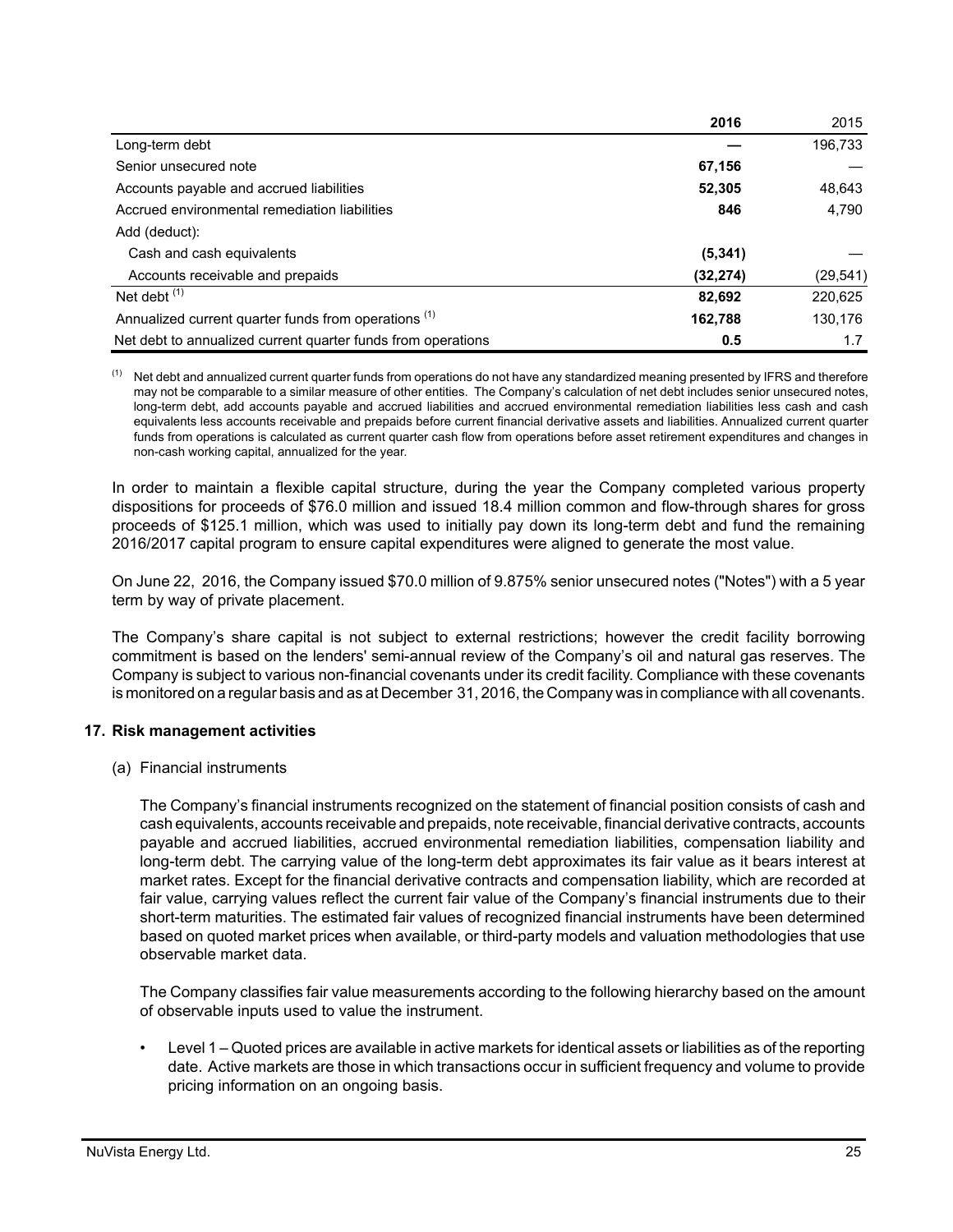| | **2016** | 2015 |
|---|---|---|
| Long-term debt | **—** | 196,733 |
| Senior unsecured note | **67,156** | — |
| Accounts payable and accrued liabilities | **52,305** | 48,643 |
| Accrued environmental remediation liabilities | **846** | 4,790 |
| Add (deduct): | | |
| Cash and cash equivalents | **(5,341)** | — |
| Accounts receivable and prepaids | **(32,274)** | (29,541) |
| Net debt [(1)] | **82,692** | 220,625 |
| Annualized current quarter funds from operations [(1)] | **162,788** | 130,176 |
| Net debt to annualized current quarter funds from operations | **0.5** | 1.7 |

[(1)] Net debt and annualized current quarter funds from operations do not have any standardized meaning presented by IFRS and therefore may not be comparable to a similar measure of other entities. The Company's calculation of net debt includes senior unsecured notes, long-term debt, add accounts payable and accrued liabilities and accrued environmental remediation liabilities less cash and cash equivalents less accounts receivable and prepaids before current financial derivative assets and liabilities. Annualized current quarter funds from operations is calculated as current quarter cash flow from operations before asset retirement expenditures and changes in non-cash working capital, annualized for the year.

In order to maintain a flexible capital structure, during the year the Company completed various property dispositions for proceeds of $76.0 million and issued 18.4 million common and flow-through shares for gross proceeds of $125.1 million, which was used to initially pay down its long-term debt and fund the remaining 2016/2017 capital program to ensure capital expenditures were aligned to generate the most value.

On June 22, 2016, the Company issued $70.0 million of 9.875% senior unsecured notes ("Notes") with a 5 year term by way of private placement.

The Company's share capital is not subject to external restrictions; however the credit facility borrowing commitment is based on the lenders' semi-annual review of the Company's oil and natural gas reserves. The Company is subject to various non-financial covenants under its credit facility. Compliance with these covenants is monitored on a regular basis and as at December 31, 2016, the Company was in compliance with all covenants.

## 17. Risk management activities

(a) Financial instruments

The Company's financial instruments recognized on the statement of financial position consists of cash and cash equivalents, accounts receivable and prepaids, note receivable, financial derivative contracts, accounts payable and accrued liabilities, accrued environmental remediation liabilities, compensation liability and long-term debt. The carrying value of the long-term debt approximates its fair value as it bears interest at market rates. Except for the financial derivative contracts and compensation liability, which are recorded at fair value, carrying values reflect the current fair value of the Company's financial instruments due to their short-term maturities. The estimated fair values of recognized financial instruments have been determined based on quoted market prices when available, or third-party models and valuation methodologies that use observable market data.

The Company classifies fair value measurements according to the following hierarchy based on the amount of observable inputs used to value the instrument.

- Level 1 – Quoted prices are available in active markets for identical assets or liabilities as of the reporting date. Active markets are those in which transactions occur in sufficient frequency and volume to provide pricing information on an ongoing basis.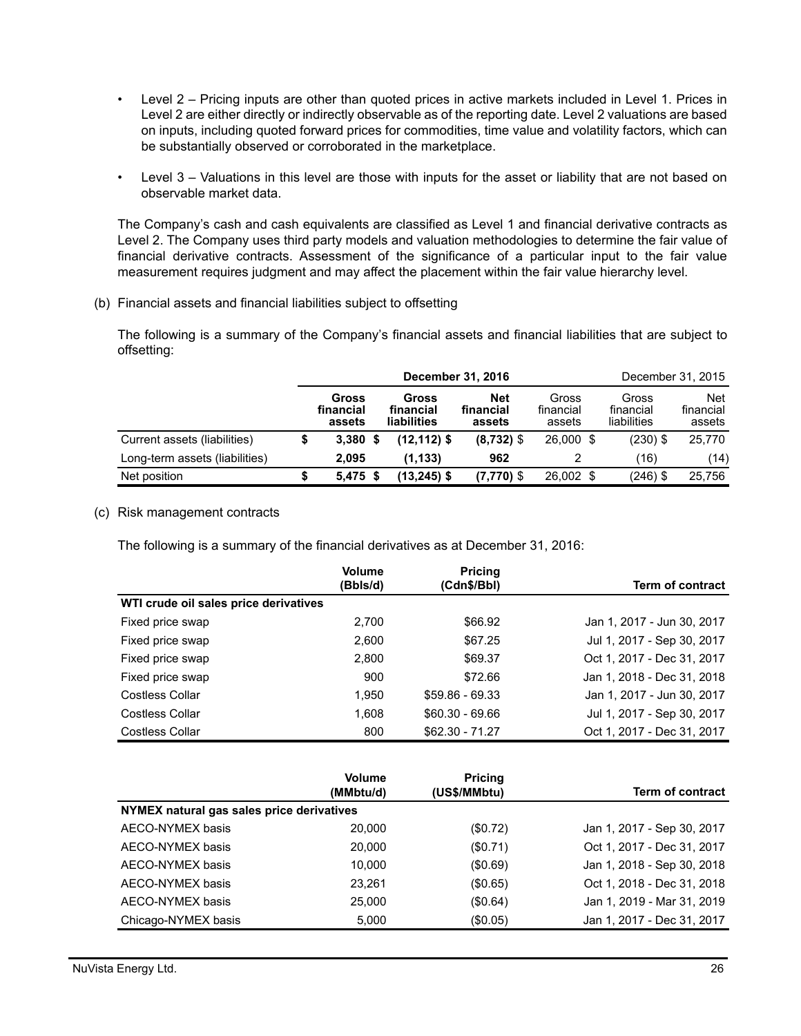- Level 2 – Pricing inputs are other than quoted prices in active markets included in Level 1. Prices in Level 2 are either directly or indirectly observable as of the reporting date. Level 2 valuations are based on inputs, including quoted forward prices for commodities, time value and volatility factors, which can be substantially observed or corroborated in the marketplace.
- Level 3 – Valuations in this level are those with inputs for the asset or liability that are not based on observable market data.

The Company's cash and cash equivalents are classified as Level 1 and financial derivative contracts as Level 2. The Company uses third party models and valuation methodologies to determine the fair value of financial derivative contracts. Assessment of the significance of a particular input to the fair value measurement requires judgment and may affect the placement within the fair value hierarchy level.

(b) Financial assets and financial liabilities subject to offsetting

The following is a summary of the Company's financial assets and financial liabilities that are subject to offsetting:

| | **December 31, 2016** | | | December 31, 2015 | | |
|---|---|---|---|---|---|---|
| | **Gross financial assets** | **Gross financial liabilities** | **Net financial assets** | Gross financial assets | Gross financial liabilities | Net financial assets |
| Current assets (liabilities) | **$ 3,380** | **$ (12,112)** | **$ (8,732)** | $ 26,000 | $ (230) | $ 25,770 |
| Long-term assets (liabilities) | **2,095** | **(1,133)** | **962** | 2 | (16) | (14) |
| Net position | **$ 5,475** | **$ (13,245)** | **$ (7,770)** | $ 26,002 | $ (246) | $ 25,756 |

(c) Risk management contracts

The following is a summary of the financial derivatives as at December 31, 2016:

| | **Volume (Bbls/d)** | **Pricing (Cdn$/Bbl)** | **Term of contract** |
|---|---|---|---|
| **WTI crude oil sales price derivatives** | | | |
| Fixed price swap | 2,700 | $66.92 | Jan 1, 2017 - Jun 30, 2017 |
| Fixed price swap | 2,600 | $67.25 | Jul 1, 2017 - Sep 30, 2017 |
| Fixed price swap | 2,800 | $69.37 | Oct 1, 2017 - Dec 31, 2017 |
| Fixed price swap | 900 | $72.66 | Jan 1, 2018 - Dec 31, 2018 |
| Costless Collar | 1,950 | $59.86 - 69.33 | Jan 1, 2017 - Jun 30, 2017 |
| Costless Collar | 1,608 | $60.30 - 69.66 | Jul 1, 2017 - Sep 30, 2017 |
| Costless Collar | 800 | $62.30 - 71.27 | Oct 1, 2017 - Dec 31, 2017 |

| | **Volume (MMbtu/d)** | **Pricing (US$/MMbtu)** | **Term of contract** |
|---|---|---|---|
| **NYMEX natural gas sales price derivatives** | | | |
| AECO-NYMEX basis | 20,000 | ($0.72) | Jan 1, 2017 - Sep 30, 2017 |
| AECO-NYMEX basis | 20,000 | ($0.71) | Oct 1, 2017 - Dec 31, 2017 |
| AECO-NYMEX basis | 10,000 | ($0.69) | Jan 1, 2018 - Sep 30, 2018 |
| AECO-NYMEX basis | 23,261 | ($0.65) | Oct 1, 2018 - Dec 31, 2018 |
| AECO-NYMEX basis | 25,000 | ($0.64) | Jan 1, 2019 - Mar 31, 2019 |
| Chicago-NYMEX basis | 5,000 | ($0.05) | Jan 1, 2017 - Dec 31, 2017 |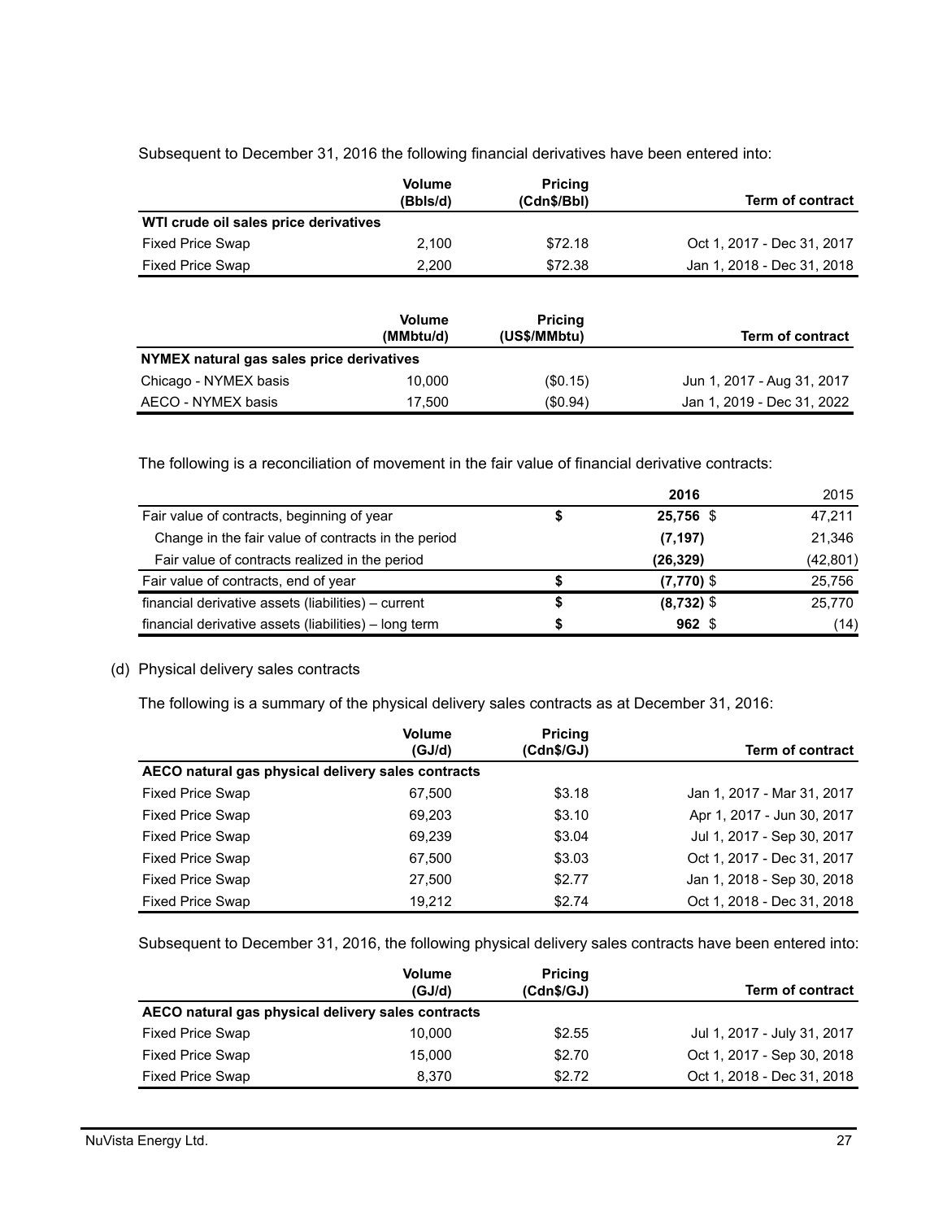Subsequent to December 31, 2016 the following financial derivatives have been entered into:

| | Volume (Bbls/d) | Pricing (Cdn$/Bbl) | Term of contract |
|---|---|---|---|
| **WTI crude oil sales price derivatives** | | | |
| Fixed Price Swap | 2,100 | $72.18 | Oct 1, 2017 - Dec 31, 2017 |
| Fixed Price Swap | 2,200 | $72.38 | Jan 1, 2018 - Dec 31, 2018 |

| | Volume (MMbtu/d) | Pricing (US$/MMbtu) | Term of contract |
|---|---|---|---|
| **NYMEX natural gas sales price derivatives** | | | |
| Chicago - NYMEX basis | 10,000 | ($0.15) | Jun 1, 2017 - Aug 31, 2017 |
| AECO - NYMEX basis | 17,500 | ($0.94) | Jan 1, 2019 - Dec 31, 2022 |

The following is a reconciliation of movement in the fair value of financial derivative contracts:

| | 2016 | 2015 |
|---|---|---|
| Fair value of contracts, beginning of year | $ **25,756** | $ 47,211 |
| Change in the fair value of contracts in the period | **(7,197)** | 21,346 |
| Fair value of contracts realized in the period | **(26,329)** | (42,801) |
| Fair value of contracts, end of year | $ **(7,770)** | $ 25,756 |
| financial derivative assets (liabilities) – current | $ **(8,732)** | $ 25,770 |
| financial derivative assets (liabilities) – long term | $ **962** | $ (14) |

(d) Physical delivery sales contracts

The following is a summary of the physical delivery sales contracts as at December 31, 2016:

| | Volume (GJ/d) | Pricing (Cdn$/GJ) | Term of contract |
|---|---|---|---|
| **AECO natural gas physical delivery sales contracts** | | | |
| Fixed Price Swap | 67,500 | $3.18 | Jan 1, 2017 - Mar 31, 2017 |
| Fixed Price Swap | 69,203 | $3.10 | Apr 1, 2017 - Jun 30, 2017 |
| Fixed Price Swap | 69,239 | $3.04 | Jul 1, 2017 - Sep 30, 2017 |
| Fixed Price Swap | 67,500 | $3.03 | Oct 1, 2017 - Dec 31, 2017 |
| Fixed Price Swap | 27,500 | $2.77 | Jan 1, 2018 - Sep 30, 2018 |
| Fixed Price Swap | 19,212 | $2.74 | Oct 1, 2018 - Dec 31, 2018 |

Subsequent to December 31, 2016, the following physical delivery sales contracts have been entered into:

| | Volume (GJ/d) | Pricing (Cdn$/GJ) | Term of contract |
|---|---|---|---|
| **AECO natural gas physical delivery sales contracts** | | | |
| Fixed Price Swap | 10,000 | $2.55 | Jul 1, 2017 - July 31, 2017 |
| Fixed Price Swap | 15,000 | $2.70 | Oct 1, 2017 - Sep 30, 2018 |
| Fixed Price Swap | 8,370 | $2.72 | Oct 1, 2018 - Dec 31, 2018 |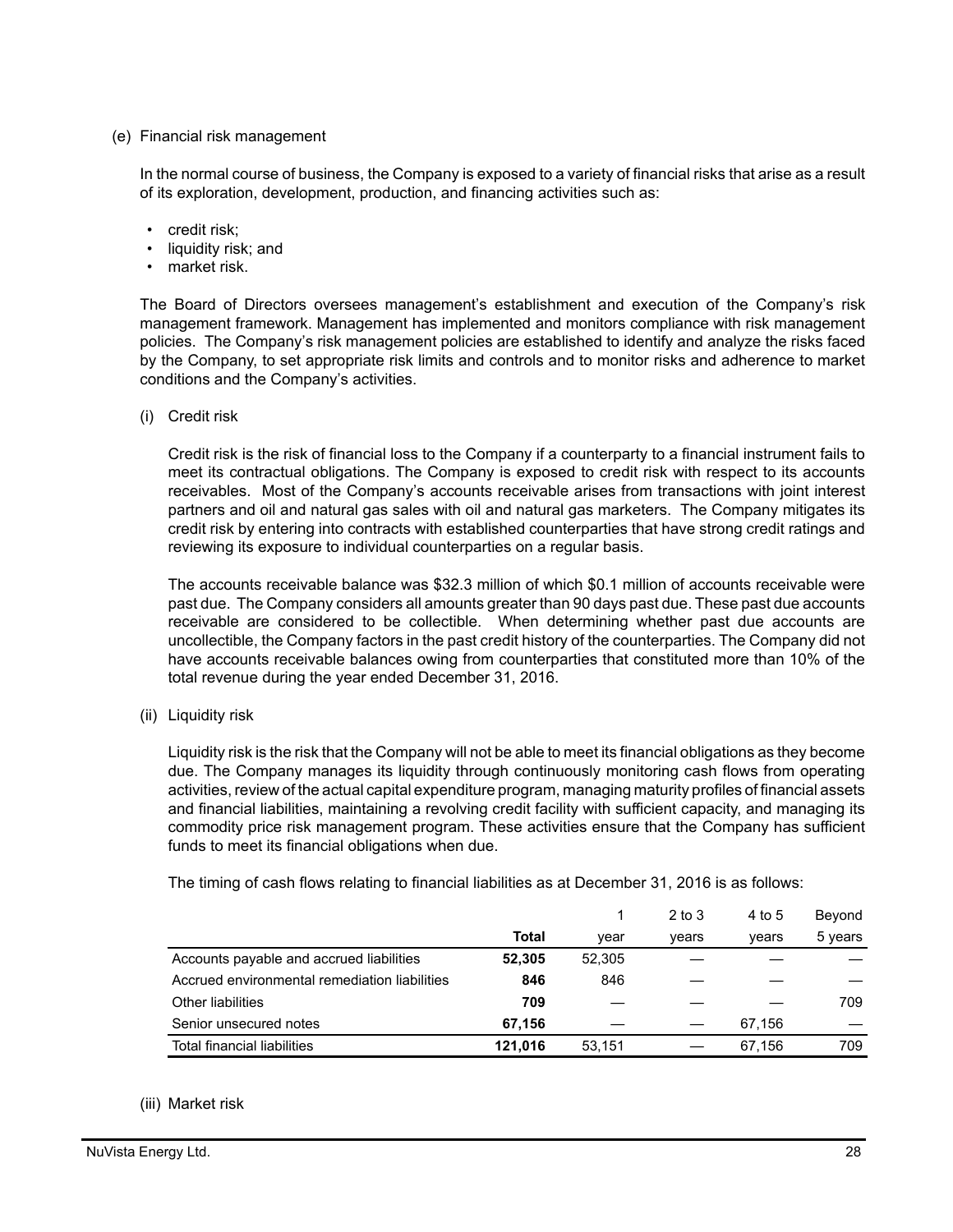(e) Financial risk management

In the normal course of business, the Company is exposed to a variety of financial risks that arise as a result of its exploration, development, production, and financing activities such as:

- credit risk;
- liquidity risk; and
- market risk.

The Board of Directors oversees management's establishment and execution of the Company's risk management framework. Management has implemented and monitors compliance with risk management policies. The Company's risk management policies are established to identify and analyze the risks faced by the Company, to set appropriate risk limits and controls and to monitor risks and adherence to market conditions and the Company's activities.

(i) Credit risk

Credit risk is the risk of financial loss to the Company if a counterparty to a financial instrument fails to meet its contractual obligations. The Company is exposed to credit risk with respect to its accounts receivables. Most of the Company's accounts receivable arises from transactions with joint interest partners and oil and natural gas sales with oil and natural gas marketers. The Company mitigates its credit risk by entering into contracts with established counterparties that have strong credit ratings and reviewing its exposure to individual counterparties on a regular basis.

The accounts receivable balance was $32.3 million of which $0.1 million of accounts receivable were past due. The Company considers all amounts greater than 90 days past due. These past due accounts receivable are considered to be collectible. When determining whether past due accounts are uncollectible, the Company factors in the past credit history of the counterparties. The Company did not have accounts receivable balances owing from counterparties that constituted more than 10% of the total revenue during the year ended December 31, 2016.

(ii) Liquidity risk

Liquidity risk is the risk that the Company will not be able to meet its financial obligations as they become due. The Company manages its liquidity through continuously monitoring cash flows from operating activities, review of the actual capital expenditure program, managing maturity profiles of financial assets and financial liabilities, maintaining a revolving credit facility with sufficient capacity, and managing its commodity price risk management program. These activities ensure that the Company has sufficient funds to meet its financial obligations when due.

The timing of cash flows relating to financial liabilities as at December 31, 2016 is as follows:

| | **Total** | 1 year | 2 to 3 years | 4 to 5 years | Beyond 5 years |
|---|---|---|---|---|---|
| Accounts payable and accrued liabilities | **52,305** | 52,305 | — | — | — |
| Accrued environmental remediation liabilities | **846** | 846 | — | — | — |
| Other liabilities | **709** | — | — | — | 709 |
| Senior unsecured notes | **67,156** | — | — | 67,156 | — |
| Total financial liabilities | **121,016** | 53,151 | — | 67,156 | 709 |

(iii) Market risk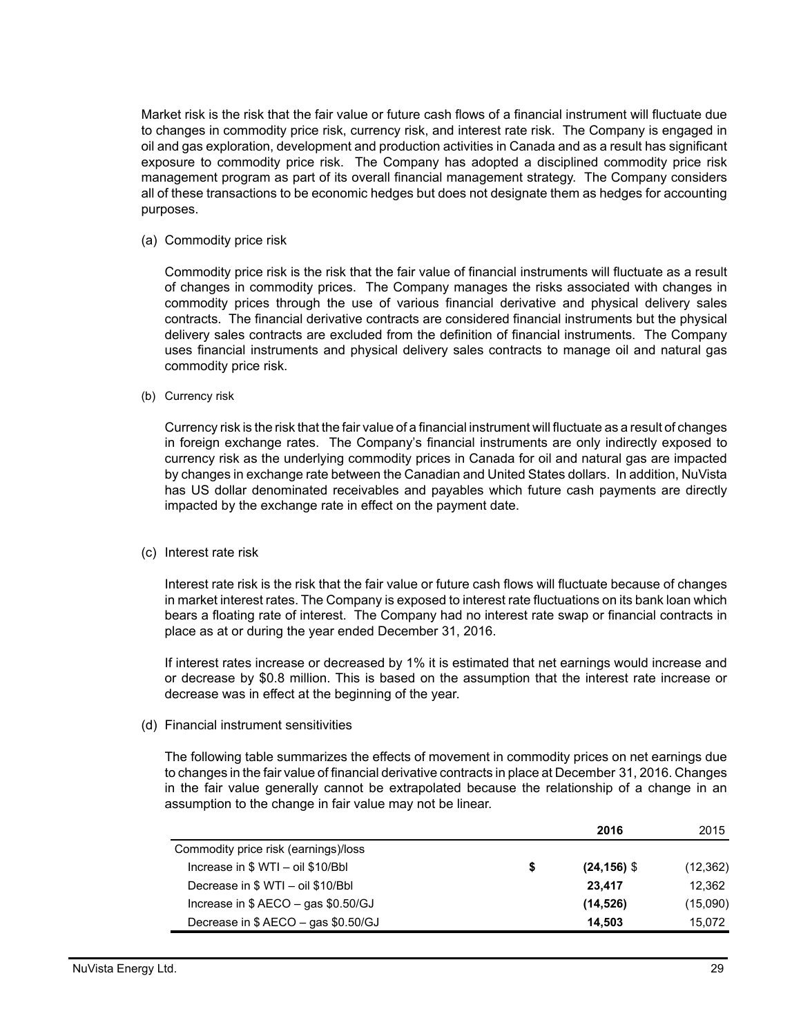Market risk is the risk that the fair value or future cash flows of a financial instrument will fluctuate due to changes in commodity price risk, currency risk, and interest rate risk. The Company is engaged in oil and gas exploration, development and production activities in Canada and as a result has significant exposure to commodity price risk. The Company has adopted a disciplined commodity price risk management program as part of its overall financial management strategy. The Company considers all of these transactions to be economic hedges but does not designate them as hedges for accounting purposes.

(a) Commodity price risk

Commodity price risk is the risk that the fair value of financial instruments will fluctuate as a result of changes in commodity prices. The Company manages the risks associated with changes in commodity prices through the use of various financial derivative and physical delivery sales contracts. The financial derivative contracts are considered financial instruments but the physical delivery sales contracts are excluded from the definition of financial instruments. The Company uses financial instruments and physical delivery sales contracts to manage oil and natural gas commodity price risk.

(b) Currency risk

Currency risk is the risk that the fair value of a financial instrument will fluctuate as a result of changes in foreign exchange rates. The Company's financial instruments are only indirectly exposed to currency risk as the underlying commodity prices in Canada for oil and natural gas are impacted by changes in exchange rate between the Canadian and United States dollars. In addition, NuVista has US dollar denominated receivables and payables which future cash payments are directly impacted by the exchange rate in effect on the payment date.

(c) Interest rate risk

Interest rate risk is the risk that the fair value or future cash flows will fluctuate because of changes in market interest rates. The Company is exposed to interest rate fluctuations on its bank loan which bears a floating rate of interest. The Company had no interest rate swap or financial contracts in place as at or during the year ended December 31, 2016.

If interest rates increase or decreased by 1% it is estimated that net earnings would increase and or decrease by $0.8 million. This is based on the assumption that the interest rate increase or decrease was in effect at the beginning of the year.

(d) Financial instrument sensitivities

The following table summarizes the effects of movement in commodity prices on net earnings due to changes in the fair value of financial derivative contracts in place at December 31, 2016. Changes in the fair value generally cannot be extrapolated because the relationship of a change in an assumption to the change in fair value may not be linear.

| | | 2016 | 2015 |
|---|---|---|---|
| Commodity price risk (earnings)/loss | | | |
| Increase in $ WTI – oil $10/Bbl | $ | **(24,156)** | $ (12,362) |
| Decrease in $ WTI – oil $10/Bbl | | **23,417** | 12,362 |
| Increase in $ AECO – gas $0.50/GJ | | **(14,526)** | (15,090) |
| Decrease in $ AECO – gas $0.50/GJ | | **14,503** | 15,072 |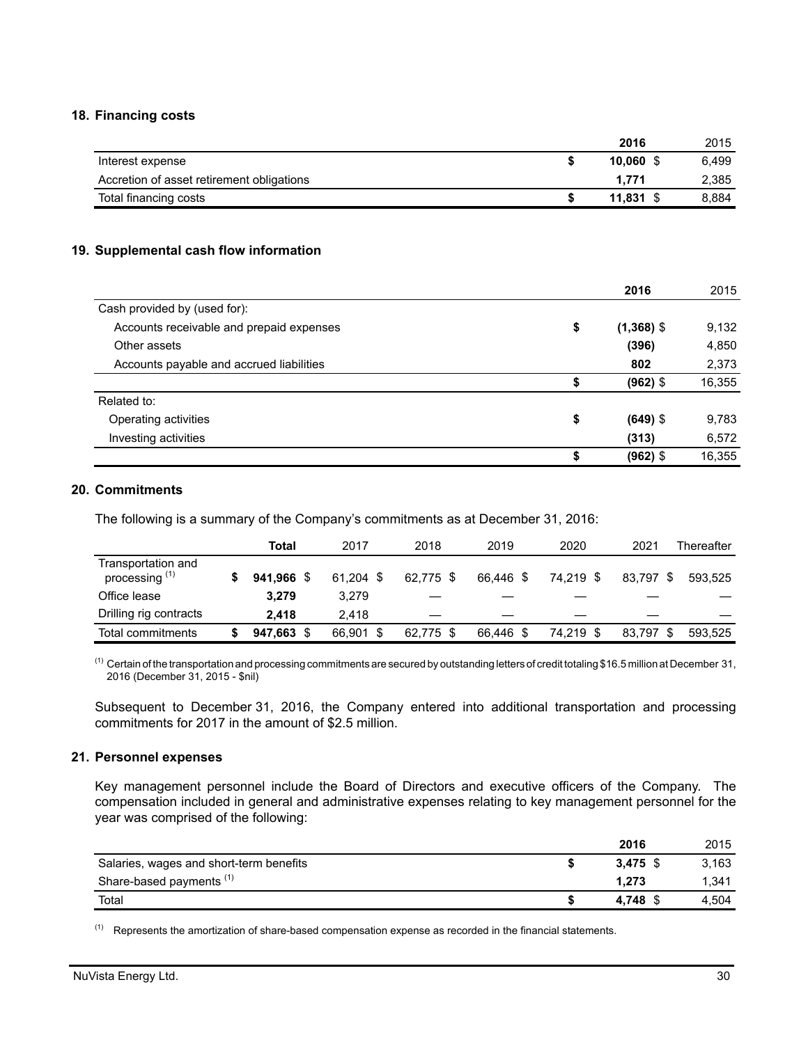## 18. Financing costs

| | 2016 | 2015 |
|---|---|---|
| Interest expense | $ **10,060** | $ 6,499 |
| Accretion of asset retirement obligations | **1,771** | 2,385 |
| Total financing costs | $ **11,831** | $ 8,884 |

## 19. Supplemental cash flow information

| | 2016 | 2015 |
|---|---|---|
| Cash provided by (used for): | | |
| Accounts receivable and prepaid expenses | $ **(1,368)** | $ 9,132 |
| Other assets | **(396)** | 4,850 |
| Accounts payable and accrued liabilities | **802** | 2,373 |
| | $ **(962)** | $ 16,355 |
| Related to: | | |
| Operating activities | $ **(649)** | $ 9,783 |
| Investing activities | **(313)** | 6,572 |
| | $ **(962)** | $ 16,355 |

## 20. Commitments

The following is a summary of the Company's commitments as at December 31, 2016:

| | Total | 2017 | 2018 | 2019 | 2020 | 2021 | Thereafter |
|---|---|---|---|---|---|---|---|
| Transportation and processing [(1)] | $ **941,966** | $ 61,204 | $ 62,775 | $ 66,446 | $ 74,219 | $ 83,797 | $ 593,525 |
| Office lease | **3,279** | 3,279 | — | — | — | — | — |
| Drilling rig contracts | **2,418** | 2,418 | — | — | — | — | — |
| Total commitments | $ **947,663** | $ 66,901 | $ 62,775 | $ 66,446 | $ 74,219 | $ 83,797 | $ 593,525 |

(1) Certain of the transportation and processing commitments are secured by outstanding letters of credit totaling $16.5 million at December 31, 2016 (December 31, 2015 - $nil)

Subsequent to December 31, 2016, the Company entered into additional transportation and processing commitments for 2017 in the amount of $2.5 million.

## 21. Personnel expenses

Key management personnel include the Board of Directors and executive officers of the Company. The compensation included in general and administrative expenses relating to key management personnel for the year was comprised of the following:

| | 2016 | 2015 |
|---|---|---|
| Salaries, wages and short-term benefits | $ **3,475** | $ 3,163 |
| Share-based payments [(1)] | **1,273** | 1,341 |
| Total | $ **4,748** | $ 4,504 |

(1) Represents the amortization of share-based compensation expense as recorded in the financial statements.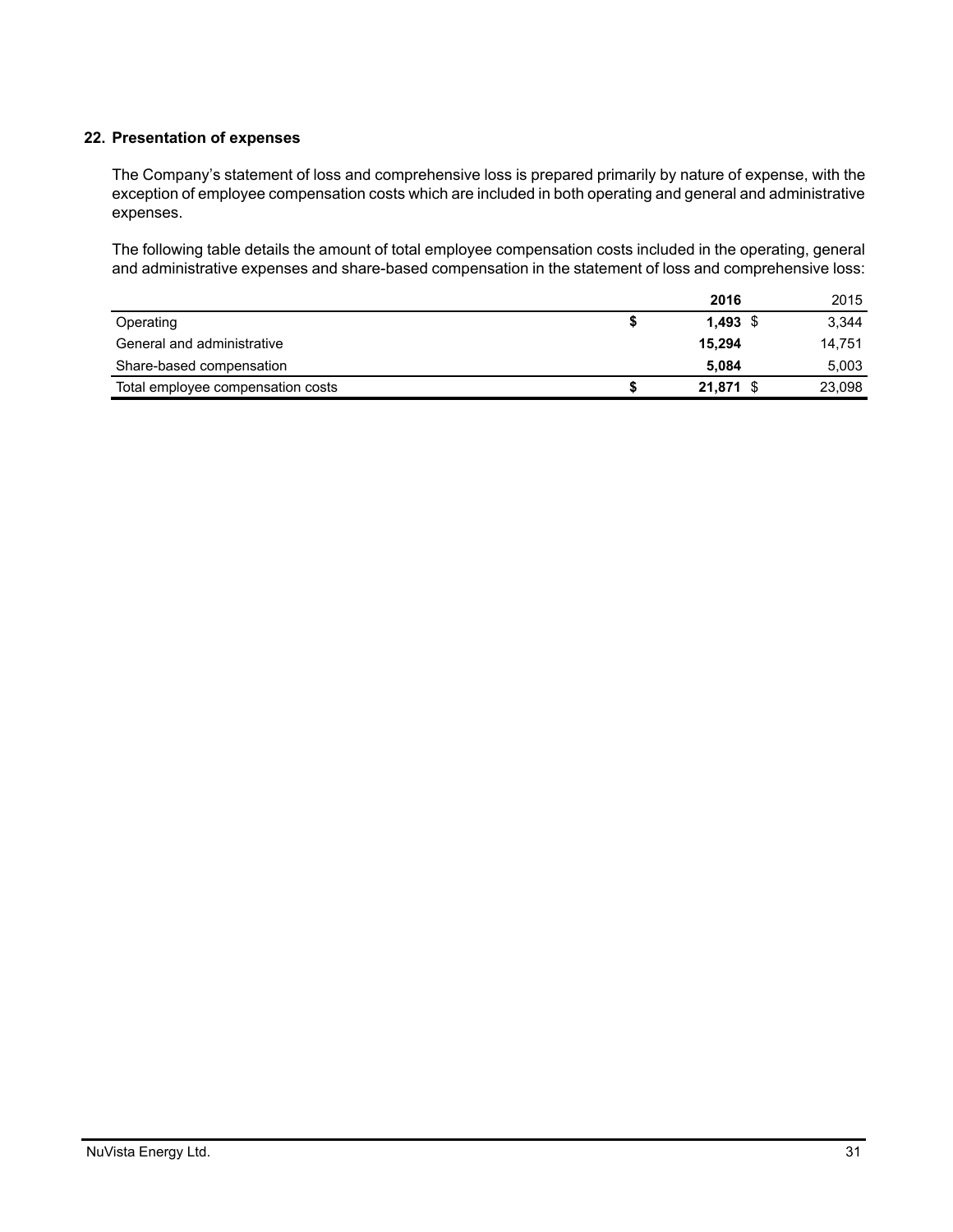## 22. Presentation of expenses

The Company's statement of loss and comprehensive loss is prepared primarily by nature of expense, with the exception of employee compensation costs which are included in both operating and general and administrative expenses.

The following table details the amount of total employee compensation costs included in the operating, general and administrative expenses and share-based compensation in the statement of loss and comprehensive loss:

| | **2016** | 2015 |
|---|---|---|
| Operating | **$ 1,493** | $ 3,344 |
| General and administrative | **15,294** | 14,751 |
| Share-based compensation | **5,084** | 5,003 |
| Total employee compensation costs | **$ 21,871** | $ 23,098 |